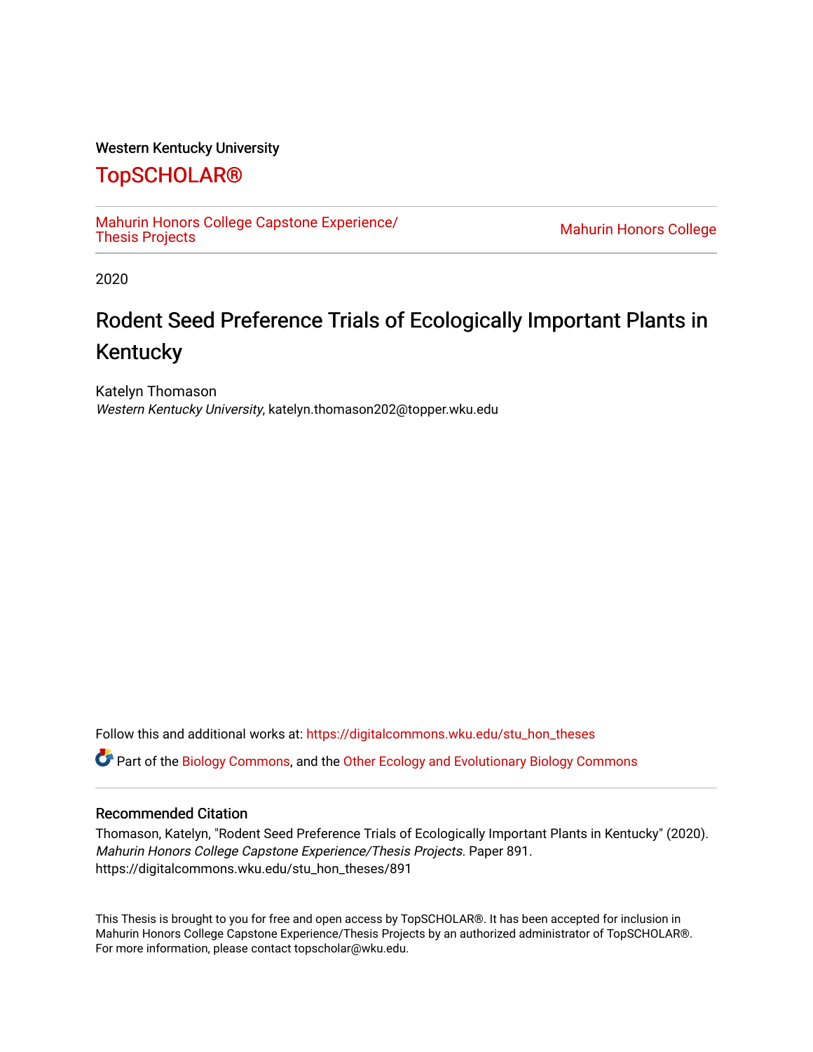Western Kentucky University

# TopSCHOLAR®

Mahurin Honors College Capstone Experience/ Thesis Projects

Mahurin Honors College

2020

## Rodent Seed Preference Trials of Ecologically Important Plants in Kentucky

Katelyn Thomason
*Western Kentucky University*, katelyn.thomason202@topper.wku.edu

Follow this and additional works at: https://digitalcommons.wku.edu/stu_hon_theses

Part of the Biology Commons, and the Other Ecology and Evolutionary Biology Commons

### Recommended Citation

Thomason, Katelyn, "Rodent Seed Preference Trials of Ecologically Important Plants in Kentucky" (2020). *Mahurin Honors College Capstone Experience/Thesis Projects.* Paper 891.
https://digitalcommons.wku.edu/stu_hon_theses/891

This Thesis is brought to you for free and open access by TopSCHOLAR®. It has been accepted for inclusion in Mahurin Honors College Capstone Experience/Thesis Projects by an authorized administrator of TopSCHOLAR®. For more information, please contact topscholar@wku.edu.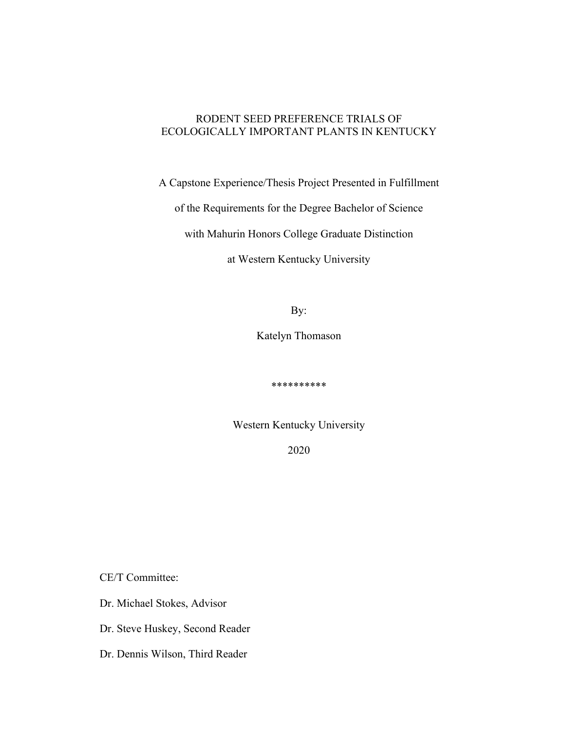# RODENT SEED PREFERENCE TRIALS OF ECOLOGICALLY IMPORTANT PLANTS IN KENTUCKY

A Capstone Experience/Thesis Project Presented in Fulfillment

of the Requirements for the Degree Bachelor of Science

with Mahurin Honors College Graduate Distinction

at Western Kentucky University

By:

Katelyn Thomason

**********

Western Kentucky University

2020

CE/T Committee:

Dr. Michael Stokes, Advisor

Dr. Steve Huskey, Second Reader

Dr. Dennis Wilson, Third Reader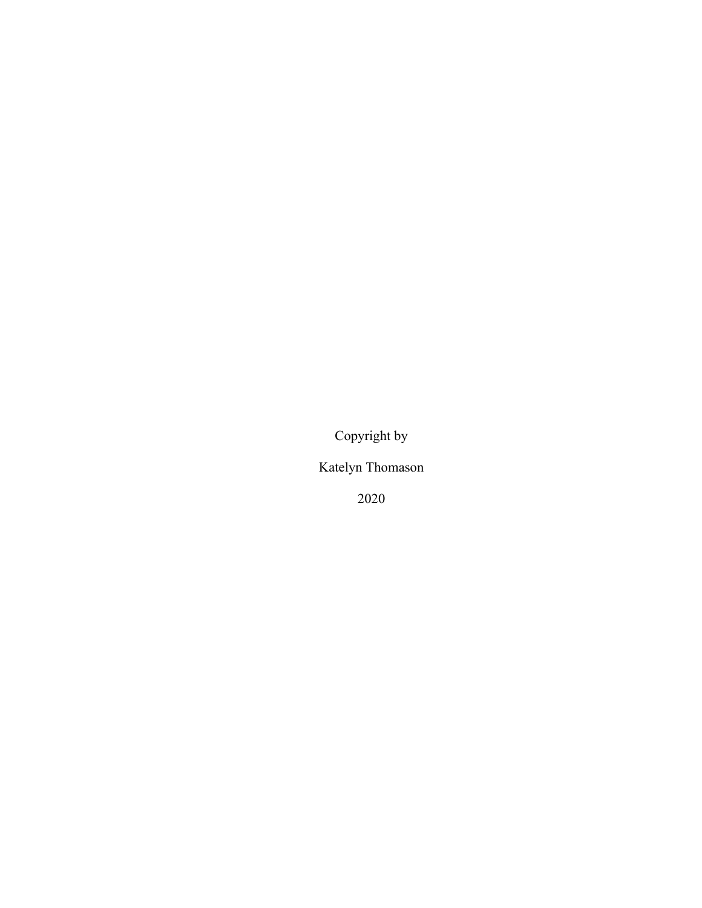Copyright by

Katelyn Thomason

2020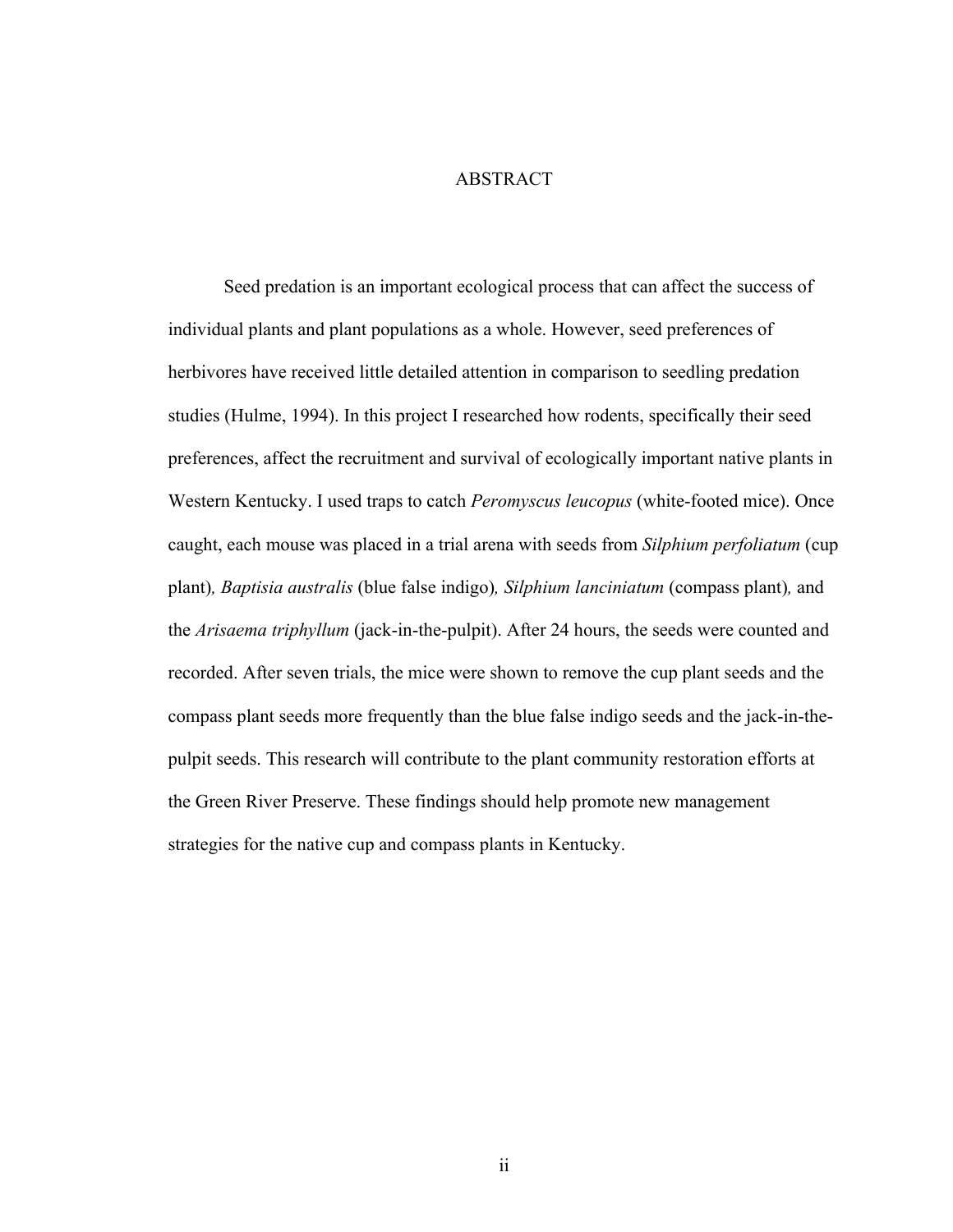# ABSTRACT

Seed predation is an important ecological process that can affect the success of individual plants and plant populations as a whole. However, seed preferences of herbivores have received little detailed attention in comparison to seedling predation studies (Hulme, 1994). In this project I researched how rodents, specifically their seed preferences, affect the recruitment and survival of ecologically important native plants in Western Kentucky. I used traps to catch *Peromyscus leucopus* (white-footed mice). Once caught, each mouse was placed in a trial arena with seeds from *Silphium perfoliatum* (cup plant), *Baptisia australis* (blue false indigo), *Silphium lanciniatum* (compass plant), and the *Arisaema triphyllum* (jack-in-the-pulpit). After 24 hours, the seeds were counted and recorded. After seven trials, the mice were shown to remove the cup plant seeds and the compass plant seeds more frequently than the blue false indigo seeds and the jack-in-the-pulpit seeds. This research will contribute to the plant community restoration efforts at the Green River Preserve. These findings should help promote new management strategies for the native cup and compass plants in Kentucky.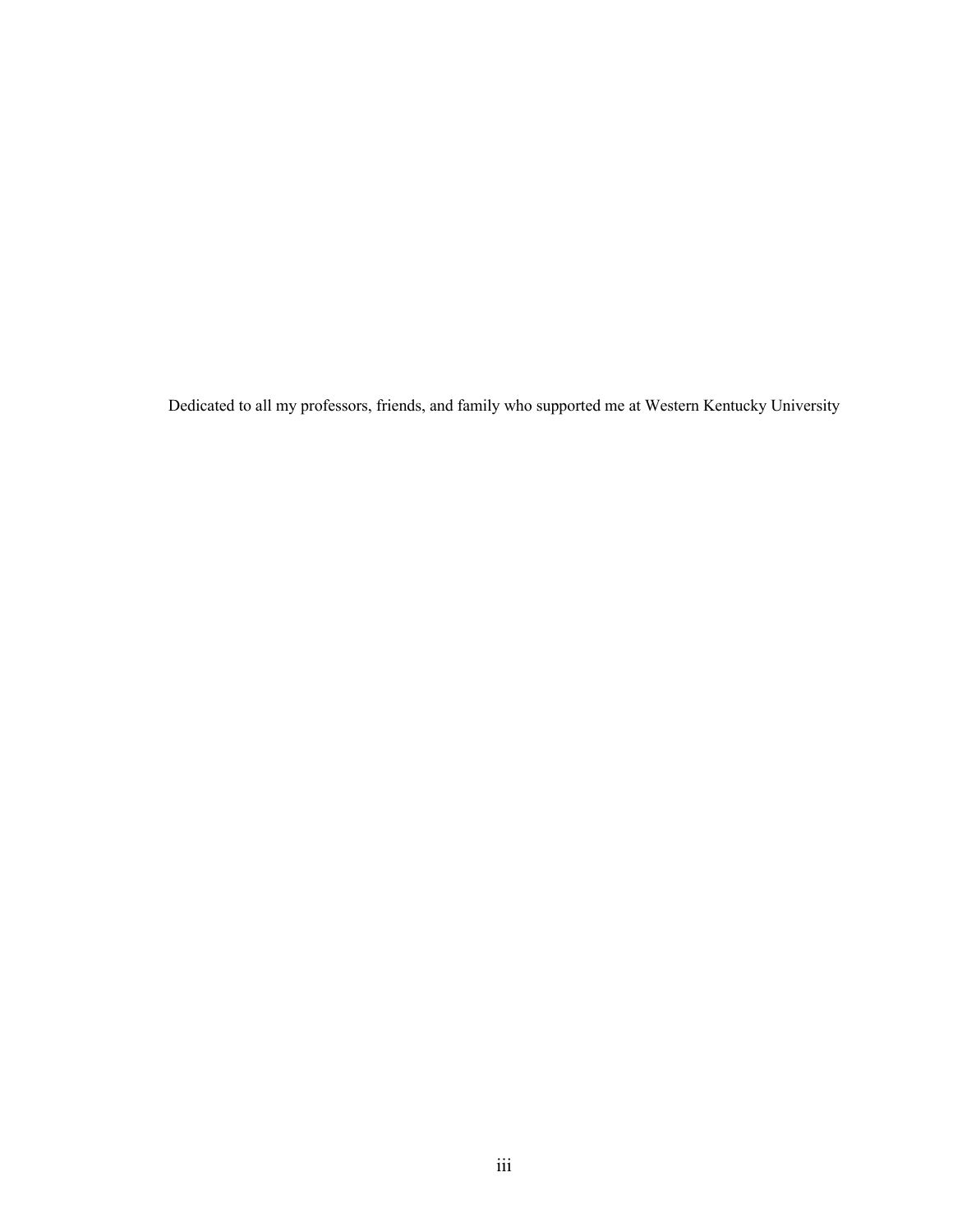Dedicated to all my professors, friends, and family who supported me at Western Kentucky University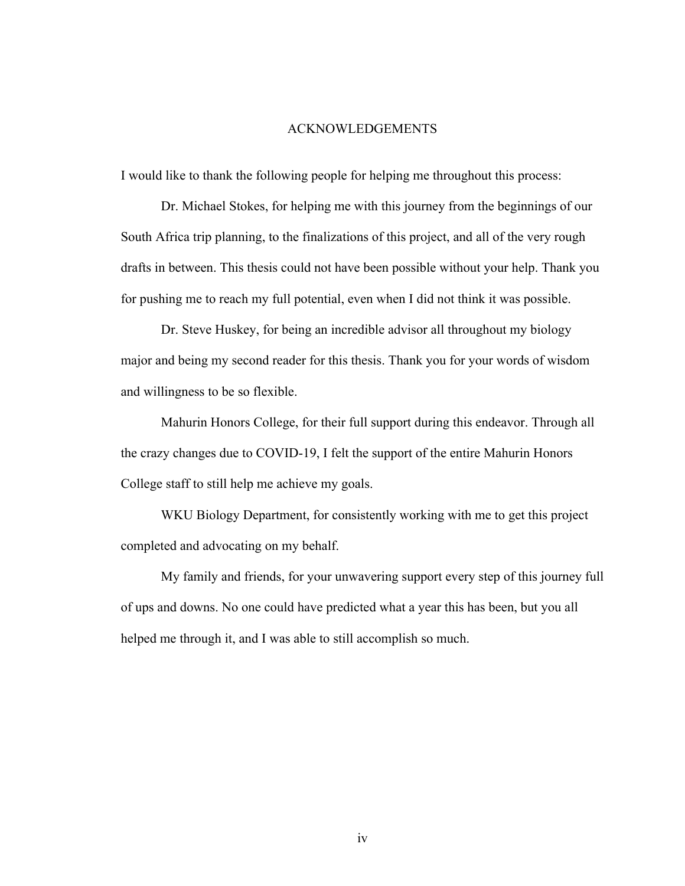# ACKNOWLEDGEMENTS

I would like to thank the following people for helping me throughout this process:

Dr. Michael Stokes, for helping me with this journey from the beginnings of our South Africa trip planning, to the finalizations of this project, and all of the very rough drafts in between. This thesis could not have been possible without your help. Thank you for pushing me to reach my full potential, even when I did not think it was possible.

Dr. Steve Huskey, for being an incredible advisor all throughout my biology major and being my second reader for this thesis. Thank you for your words of wisdom and willingness to be so flexible.

Mahurin Honors College, for their full support during this endeavor. Through all the crazy changes due to COVID-19, I felt the support of the entire Mahurin Honors College staff to still help me achieve my goals.

WKU Biology Department, for consistently working with me to get this project completed and advocating on my behalf.

My family and friends, for your unwavering support every step of this journey full of ups and downs. No one could have predicted what a year this has been, but you all helped me through it, and I was able to still accomplish so much.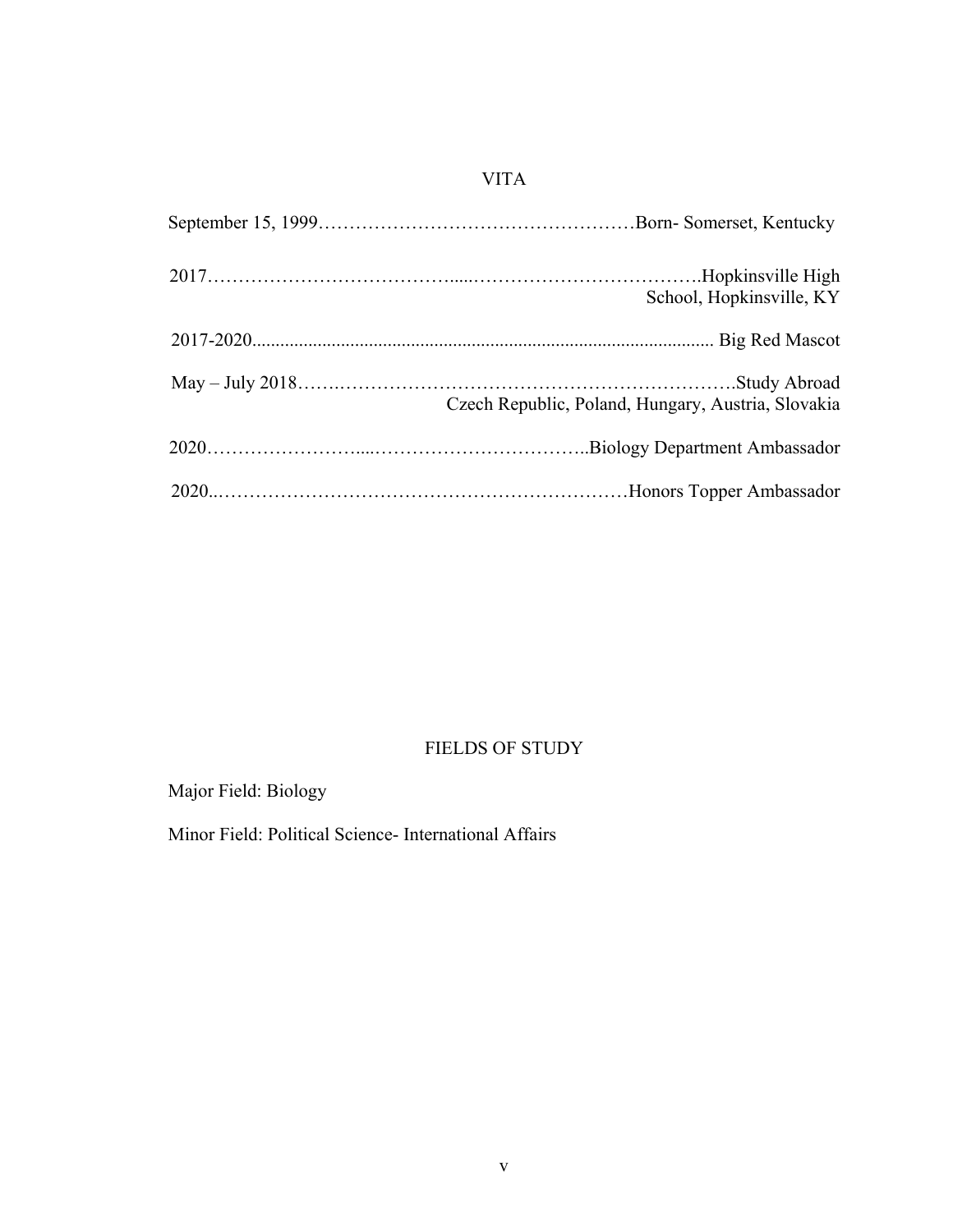# VITA

September 15, 1999……………………………………………Born- Somerset, Kentucky

2017………………………………....………………………………Hopkinsville High School, Hopkinsville, KY

2017-2020.................................................................................................. Big Red Mascot

May – July 2018…….………………………………………………………Study Abroad
Czech Republic, Poland, Hungary, Austria, Slovakia

2020……………………....……………………………..Biology Department Ambassador

2020..…………………………………………………………Honors Topper Ambassador

# FIELDS OF STUDY

Major Field: Biology

Minor Field: Political Science- International Affairs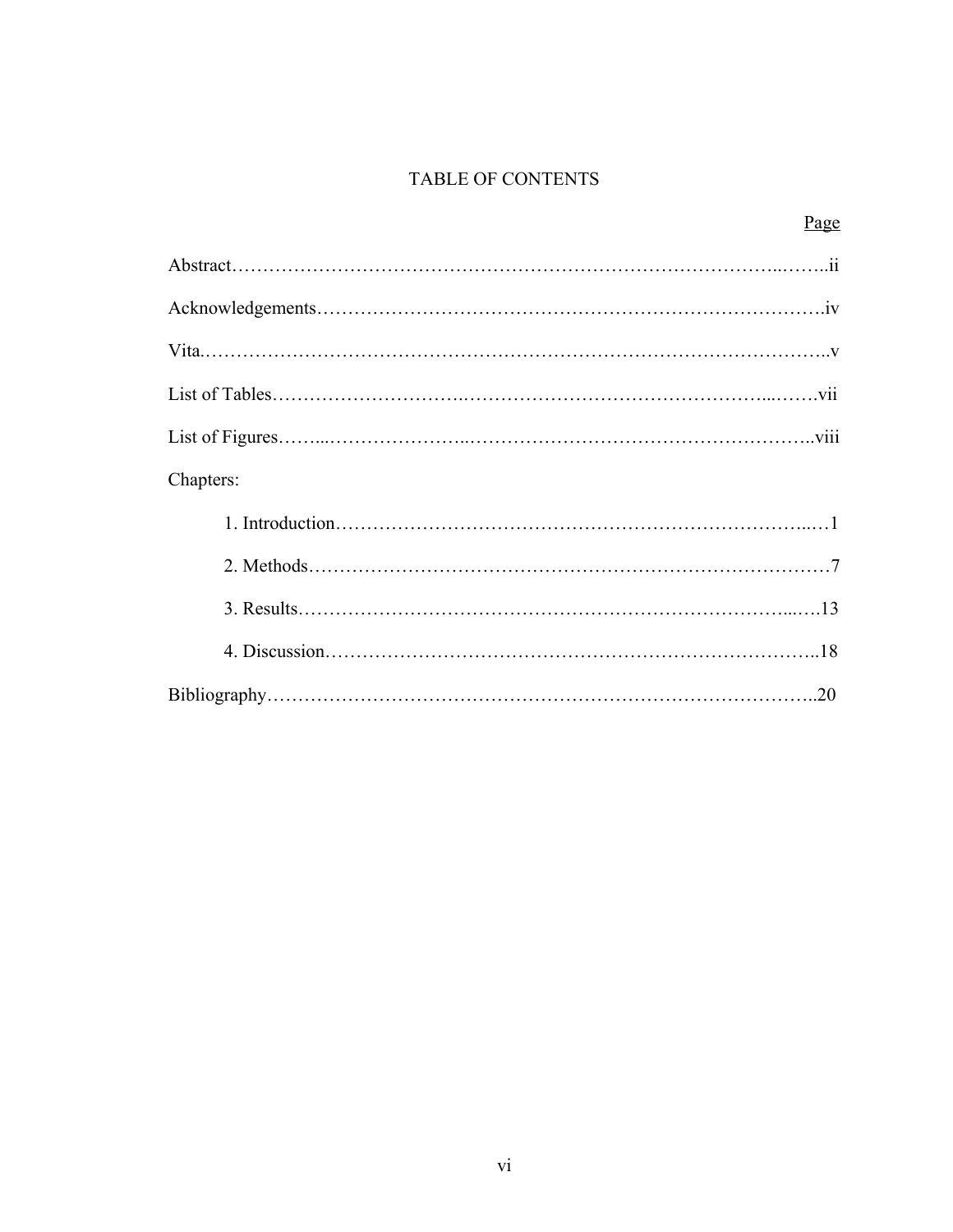# TABLE OF CONTENTS

<u>Page</u>

Abstract………………………………………………………………………………..……..ii

Acknowledgements……………………………………………………………………….iv

Vita.………………………………………………………………………………………..v

List of Tables………………………..…………………………………………...…….vii

List of Figures……...…………………..……………………………………………..viii

Chapters:

1. Introduction………………………………………………………………...…1

2. Methods…………………………….…………………………….……………7

3. Results…………………………………………………………………...….13

4. Discussion…………………………………….…………………………..18

Bibliography……………………………………………………………………………..20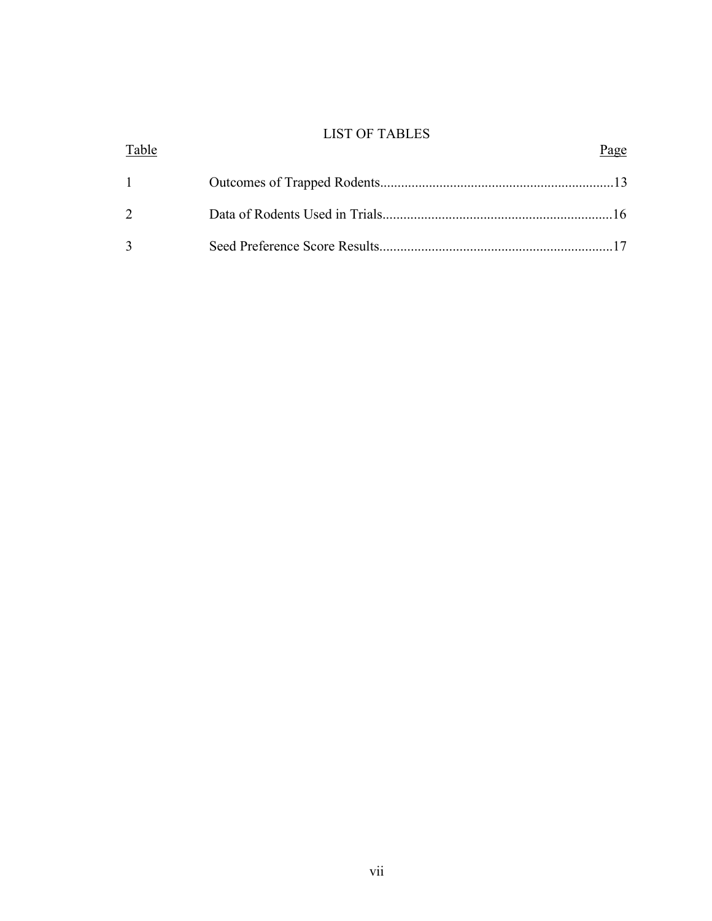# LIST OF TABLES

| Table | | Page |
|---|---|---|
| 1 | Outcomes of Trapped Rodents | 13 |
| 2 | Data of Rodents Used in Trials | 16 |
| 3 | Seed Preference Score Results | 17 |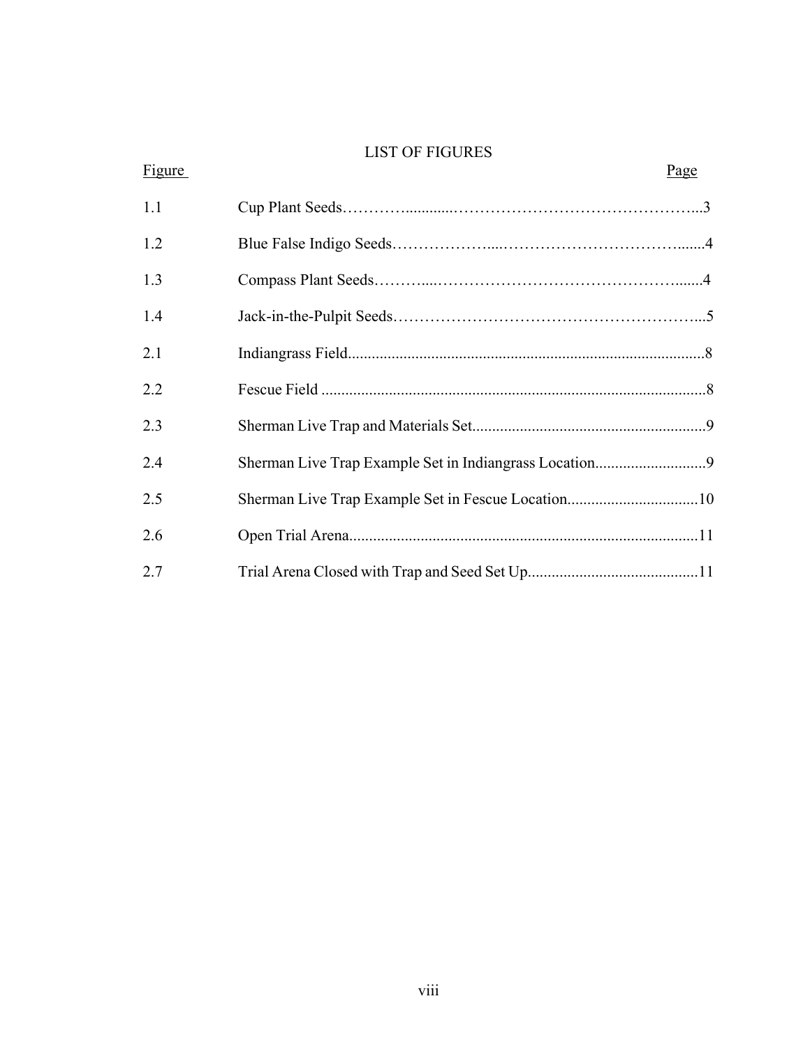# LIST OF FIGURES

| Figure | | Page |
|---|---|---|
| 1.1 | Cup Plant Seeds | 3 |
| 1.2 | Blue False Indigo Seeds | 4 |
| 1.3 | Compass Plant Seeds | 4 |
| 1.4 | Jack-in-the-Pulpit Seeds | 5 |
| 2.1 | Indiangrass Field | 8 |
| 2.2 | Fescue Field | 8 |
| 2.3 | Sherman Live Trap and Materials Set | 9 |
| 2.4 | Sherman Live Trap Example Set in Indiangrass Location | 9 |
| 2.5 | Sherman Live Trap Example Set in Fescue Location | 10 |
| 2.6 | Open Trial Arena | 11 |
| 2.7 | Trial Arena Closed with Trap and Seed Set Up | 11 |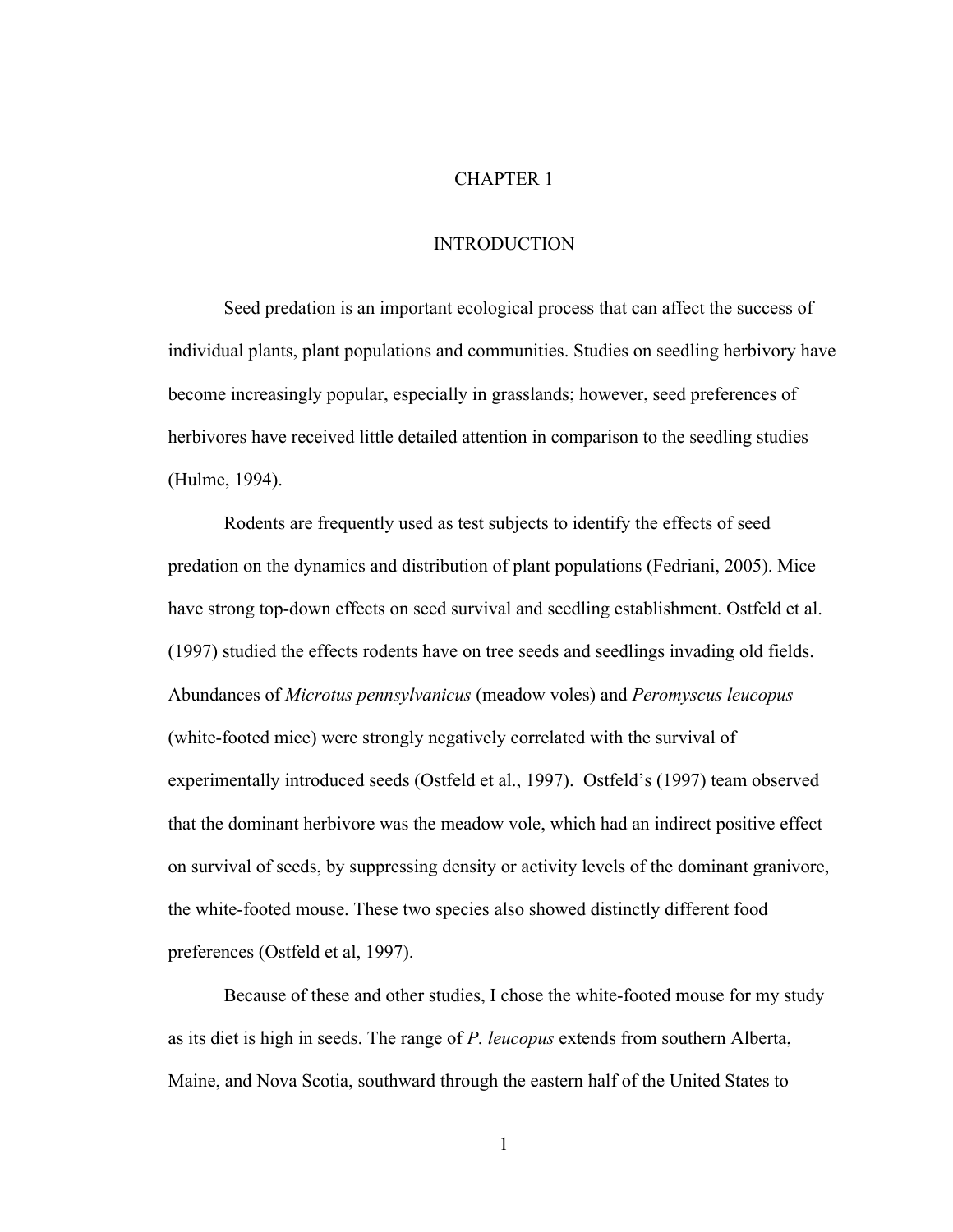# CHAPTER 1

## INTRODUCTION

Seed predation is an important ecological process that can affect the success of individual plants, plant populations and communities. Studies on seedling herbivory have become increasingly popular, especially in grasslands; however, seed preferences of herbivores have received little detailed attention in comparison to the seedling studies (Hulme, 1994).

Rodents are frequently used as test subjects to identify the effects of seed predation on the dynamics and distribution of plant populations (Fedriani, 2005). Mice have strong top-down effects on seed survival and seedling establishment. Ostfeld et al. (1997) studied the effects rodents have on tree seeds and seedlings invading old fields. Abundances of *Microtus pennsylvanicus* (meadow voles) and *Peromyscus leucopus* (white-footed mice) were strongly negatively correlated with the survival of experimentally introduced seeds (Ostfeld et al., 1997). Ostfeld's (1997) team observed that the dominant herbivore was the meadow vole, which had an indirect positive effect on survival of seeds, by suppressing density or activity levels of the dominant granivore, the white-footed mouse. These two species also showed distinctly different food preferences (Ostfeld et al, 1997).

Because of these and other studies, I chose the white-footed mouse for my study as its diet is high in seeds. The range of *P. leucopus* extends from southern Alberta, Maine, and Nova Scotia, southward through the eastern half of the United States to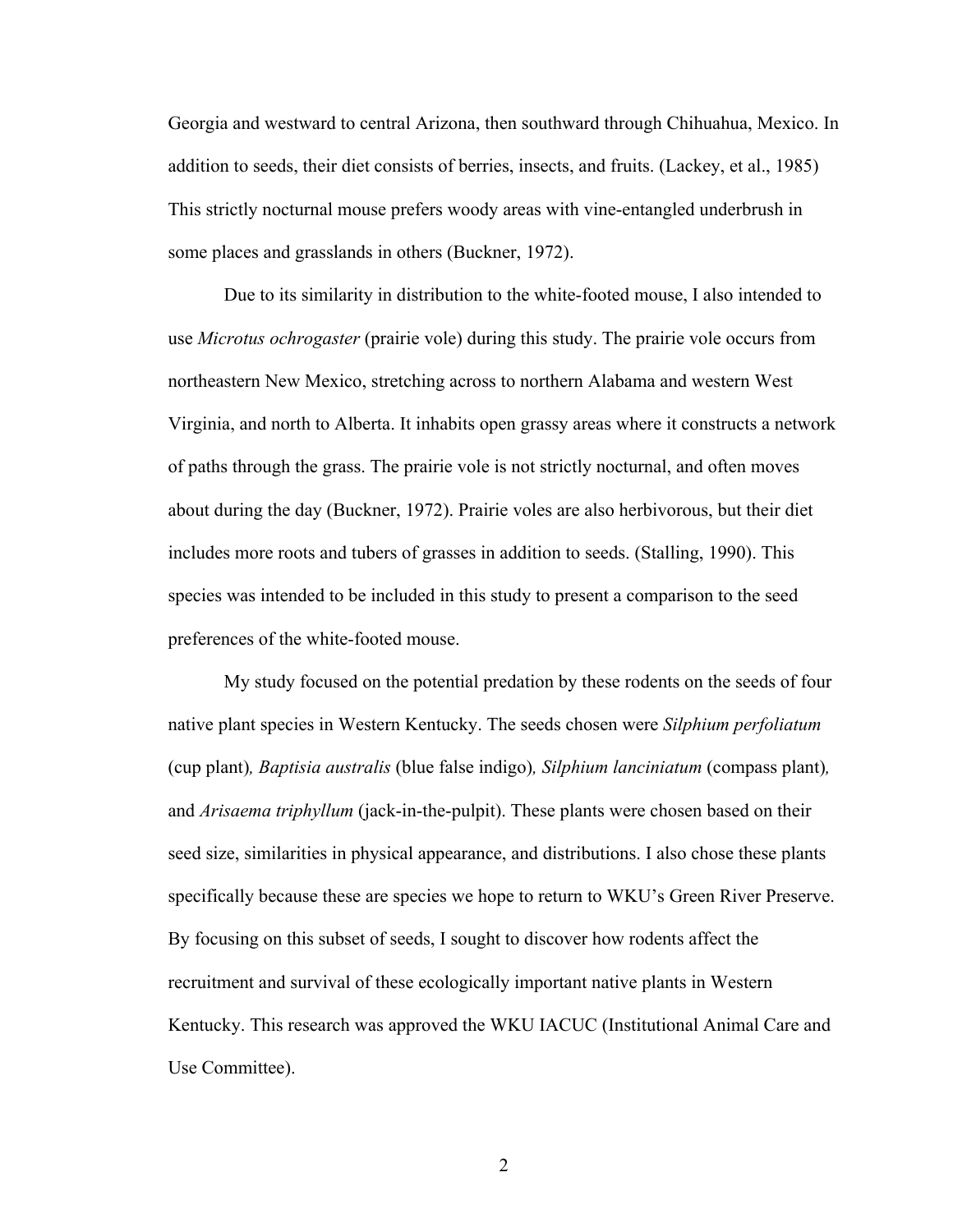Georgia and westward to central Arizona, then southward through Chihuahua, Mexico. In addition to seeds, their diet consists of berries, insects, and fruits. (Lackey, et al., 1985) This strictly nocturnal mouse prefers woody areas with vine-entangled underbrush in some places and grasslands in others (Buckner, 1972).

Due to its similarity in distribution to the white-footed mouse, I also intended to use *Microtus ochrogaster* (prairie vole) during this study. The prairie vole occurs from northeastern New Mexico, stretching across to northern Alabama and western West Virginia, and north to Alberta. It inhabits open grassy areas where it constructs a network of paths through the grass. The prairie vole is not strictly nocturnal, and often moves about during the day (Buckner, 1972). Prairie voles are also herbivorous, but their diet includes more roots and tubers of grasses in addition to seeds. (Stalling, 1990). This species was intended to be included in this study to present a comparison to the seed preferences of the white-footed mouse.

My study focused on the potential predation by these rodents on the seeds of four native plant species in Western Kentucky. The seeds chosen were *Silphium perfoliatum* (cup plant)*, Baptisia australis* (blue false indigo)*, Silphium lanciniatum* (compass plant)*,* and *Arisaema triphyllum* (jack-in-the-pulpit). These plants were chosen based on their seed size, similarities in physical appearance, and distributions. I also chose these plants specifically because these are species we hope to return to WKU's Green River Preserve. By focusing on this subset of seeds, I sought to discover how rodents affect the recruitment and survival of these ecologically important native plants in Western Kentucky. This research was approved the WKU IACUC (Institutional Animal Care and Use Committee).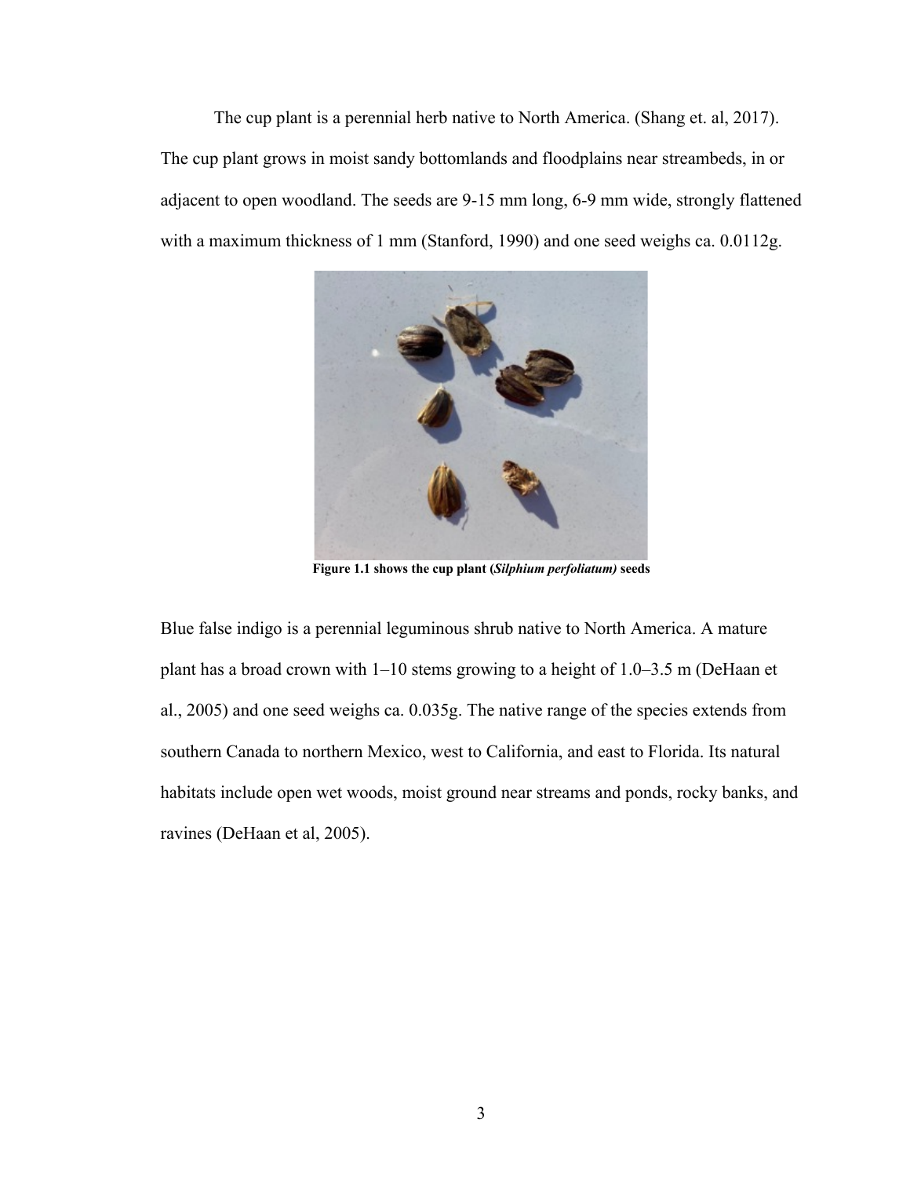The cup plant is a perennial herb native to North America. (Shang et. al, 2017). The cup plant grows in moist sandy bottomlands and floodplains near streambeds, in or adjacent to open woodland. The seeds are 9-15 mm long, 6-9 mm wide, strongly flattened with a maximum thickness of 1 mm (Stanford, 1990) and one seed weighs ca. 0.0112g.

**Figure 1.1 shows the cup plant (*Silphium perfoliatum*) seeds**

Blue false indigo is a perennial leguminous shrub native to North America. A mature plant has a broad crown with 1–10 stems growing to a height of 1.0–3.5 m (DeHaan et al., 2005) and one seed weighs ca. 0.035g. The native range of the species extends from southern Canada to northern Mexico, west to California, and east to Florida. Its natural habitats include open wet woods, moist ground near streams and ponds, rocky banks, and ravines (DeHaan et al, 2005).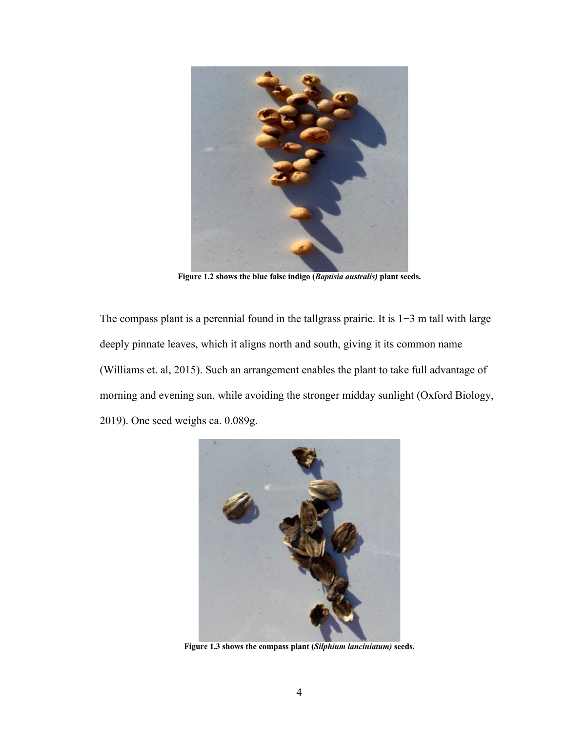**Figure 1.2 shows the blue false indigo (*Baptisia australis)* plant seeds.**

The compass plant is a perennial found in the tallgrass prairie. It is 1−3 m tall with large deeply pinnate leaves, which it aligns north and south, giving it its common name (Williams et. al, 2015). Such an arrangement enables the plant to take full advantage of morning and evening sun, while avoiding the stronger midday sunlight (Oxford Biology, 2019). One seed weighs ca. 0.089g.

**Figure 1.3 shows the compass plant (*Silphium lanciniatum)* seeds.**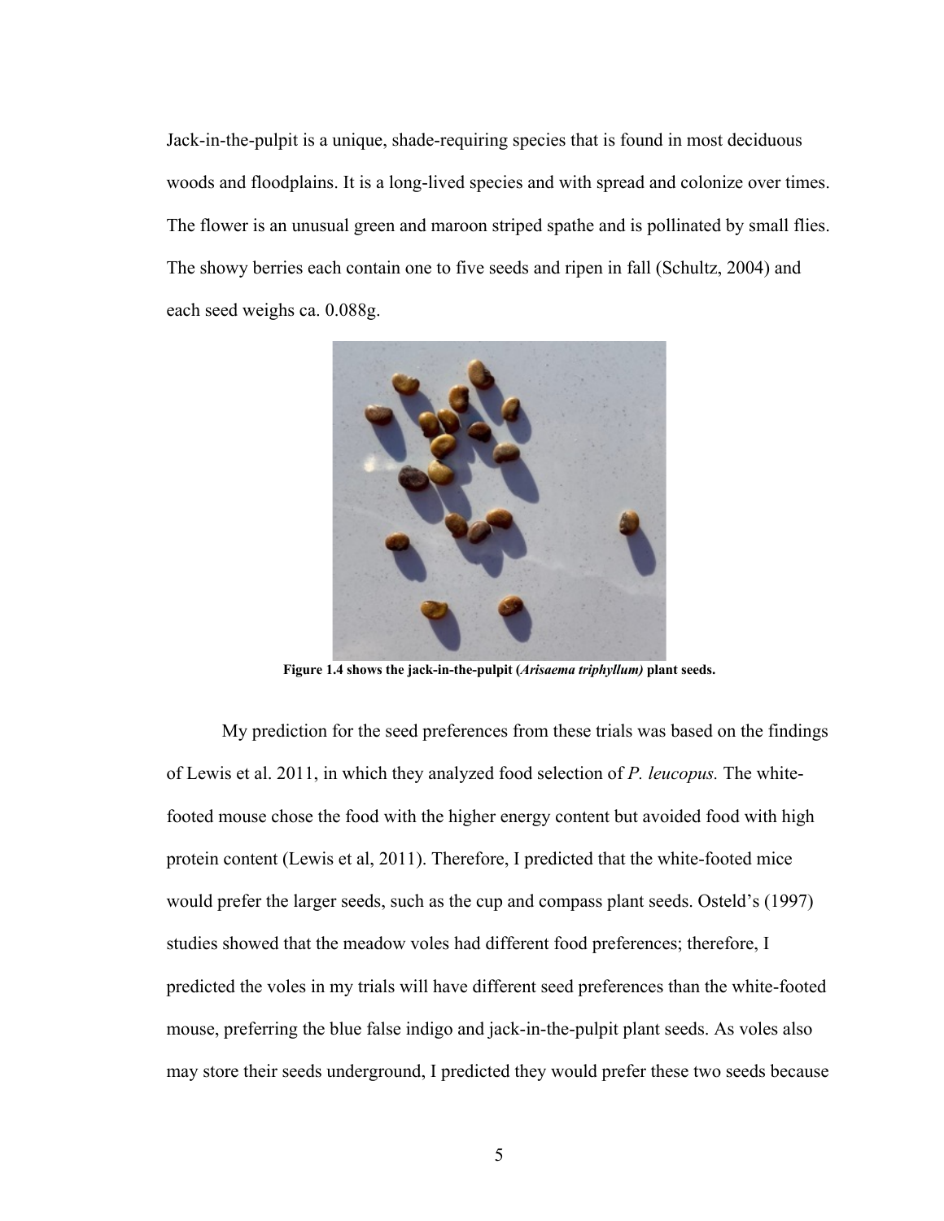Jack-in-the-pulpit is a unique, shade-requiring species that is found in most deciduous woods and floodplains. It is a long-lived species and with spread and colonize over times. The flower is an unusual green and maroon striped spathe and is pollinated by small flies. The showy berries each contain one to five seeds and ripen in fall (Schultz, 2004) and each seed weighs ca. 0.088g.

**Figure 1.4 shows the jack-in-the-pulpit (*Arisaema triphyllum)* plant seeds.**

My prediction for the seed preferences from these trials was based on the findings of Lewis et al. 2011, in which they analyzed food selection of *P. leucopus.* The white-footed mouse chose the food with the higher energy content but avoided food with high protein content (Lewis et al, 2011). Therefore, I predicted that the white-footed mice would prefer the larger seeds, such as the cup and compass plant seeds. Osteld's (1997) studies showed that the meadow voles had different food preferences; therefore, I predicted the voles in my trials will have different seed preferences than the white-footed mouse, preferring the blue false indigo and jack-in-the-pulpit plant seeds. As voles also may store their seeds underground, I predicted they would prefer these two seeds because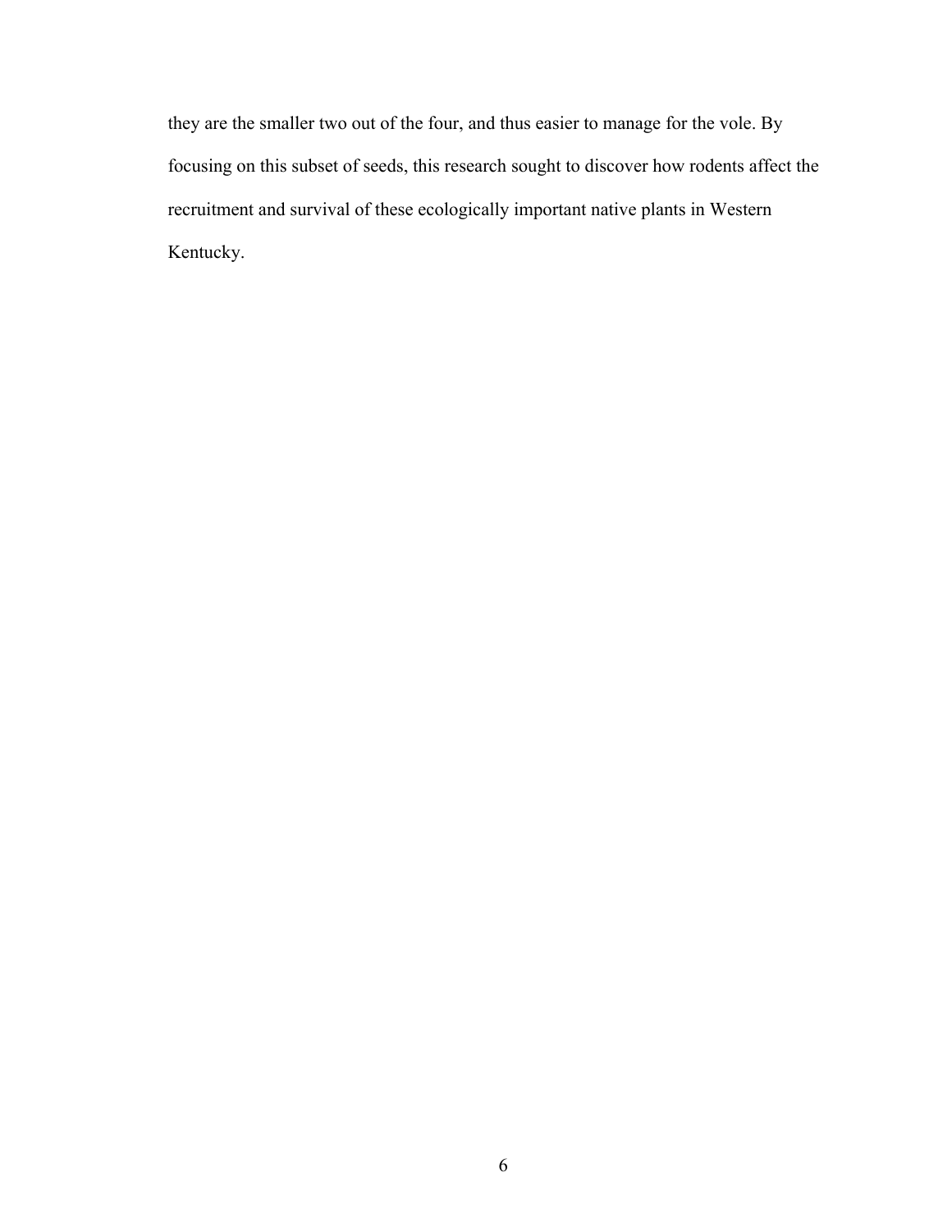they are the smaller two out of the four, and thus easier to manage for the vole. By focusing on this subset of seeds, this research sought to discover how rodents affect the recruitment and survival of these ecologically important native plants in Western Kentucky.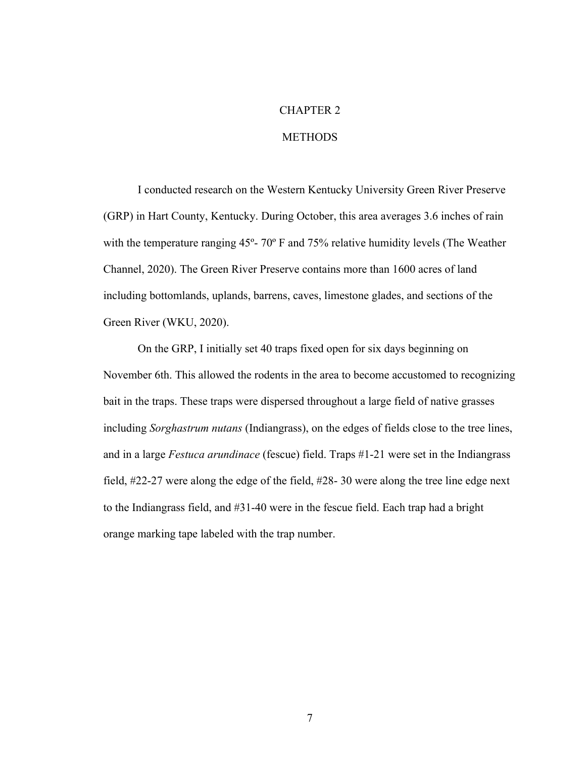# CHAPTER 2

# METHODS

I conducted research on the Western Kentucky University Green River Preserve (GRP) in Hart County, Kentucky. During October, this area averages 3.6 inches of rain with the temperature ranging 45º- 70º F and 75% relative humidity levels (The Weather Channel, 2020). The Green River Preserve contains more than 1600 acres of land including bottomlands, uplands, barrens, caves, limestone glades, and sections of the Green River (WKU, 2020).

On the GRP, I initially set 40 traps fixed open for six days beginning on November 6th. This allowed the rodents in the area to become accustomed to recognizing bait in the traps. These traps were dispersed throughout a large field of native grasses including *Sorghastrum nutans* (Indiangrass), on the edges of fields close to the tree lines, and in a large *Festuca arundinace* (fescue) field. Traps #1-21 were set in the Indiangrass field, #22-27 were along the edge of the field, #28- 30 were along the tree line edge next to the Indiangrass field, and #31-40 were in the fescue field. Each trap had a bright orange marking tape labeled with the trap number.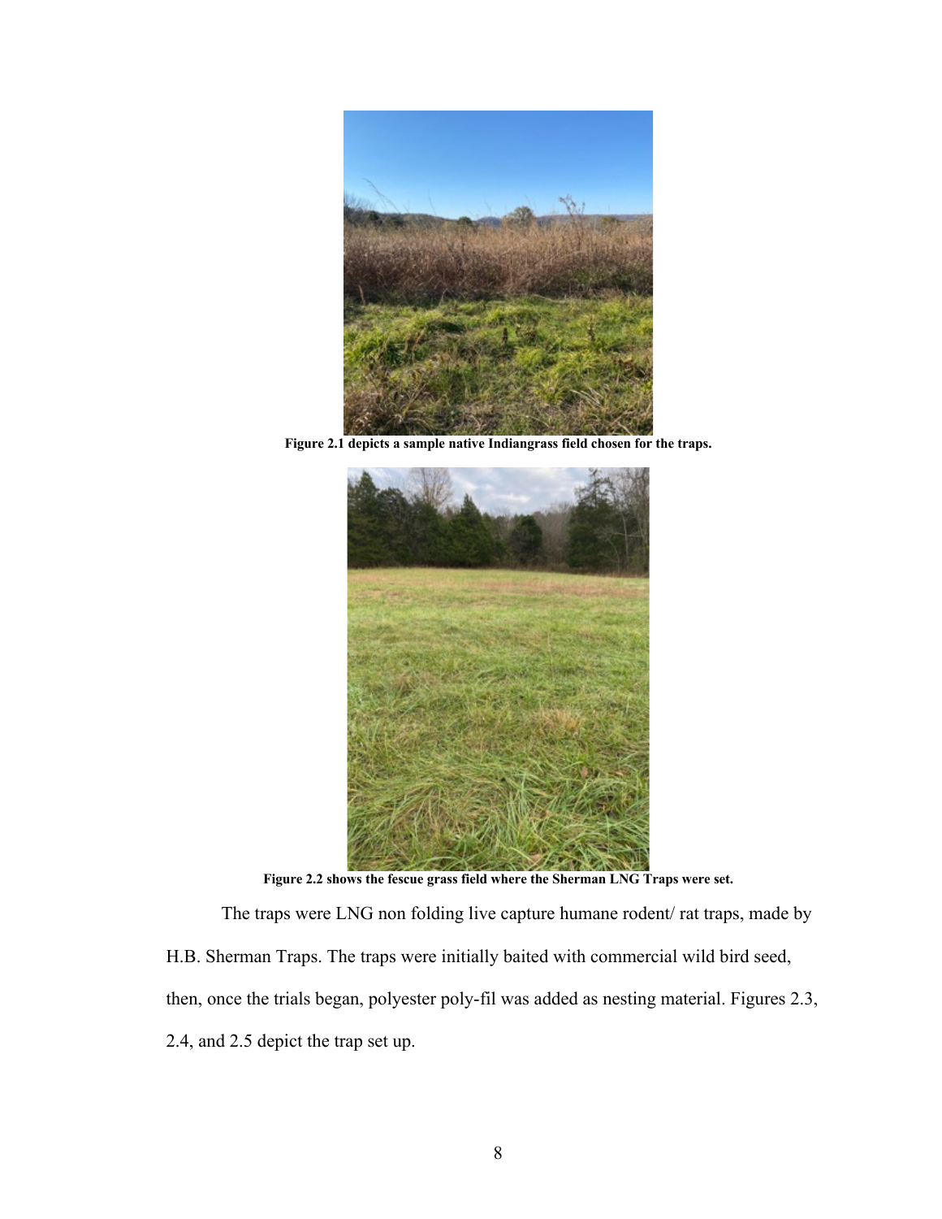**Figure 2.1 depicts a sample native Indiangrass field chosen for the traps.**

**Figure 2.2 shows the fescue grass field where the Sherman LNG Traps were set.**

The traps were LNG non folding live capture humane rodent/ rat traps, made by H.B. Sherman Traps. The traps were initially baited with commercial wild bird seed, then, once the trials began, polyester poly-fil was added as nesting material. Figures 2.3, 2.4, and 2.5 depict the trap set up.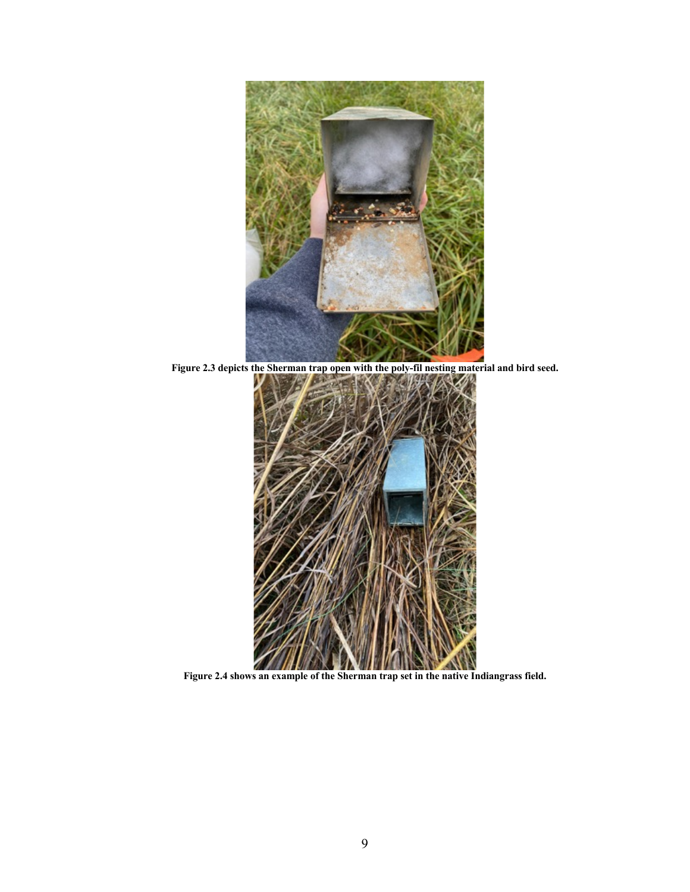**Figure 2.3 depicts the Sherman trap open with the poly-fil nesting material and bird seed.**

**Figure 2.4 shows an example of the Sherman trap set in the native Indiangrass field.**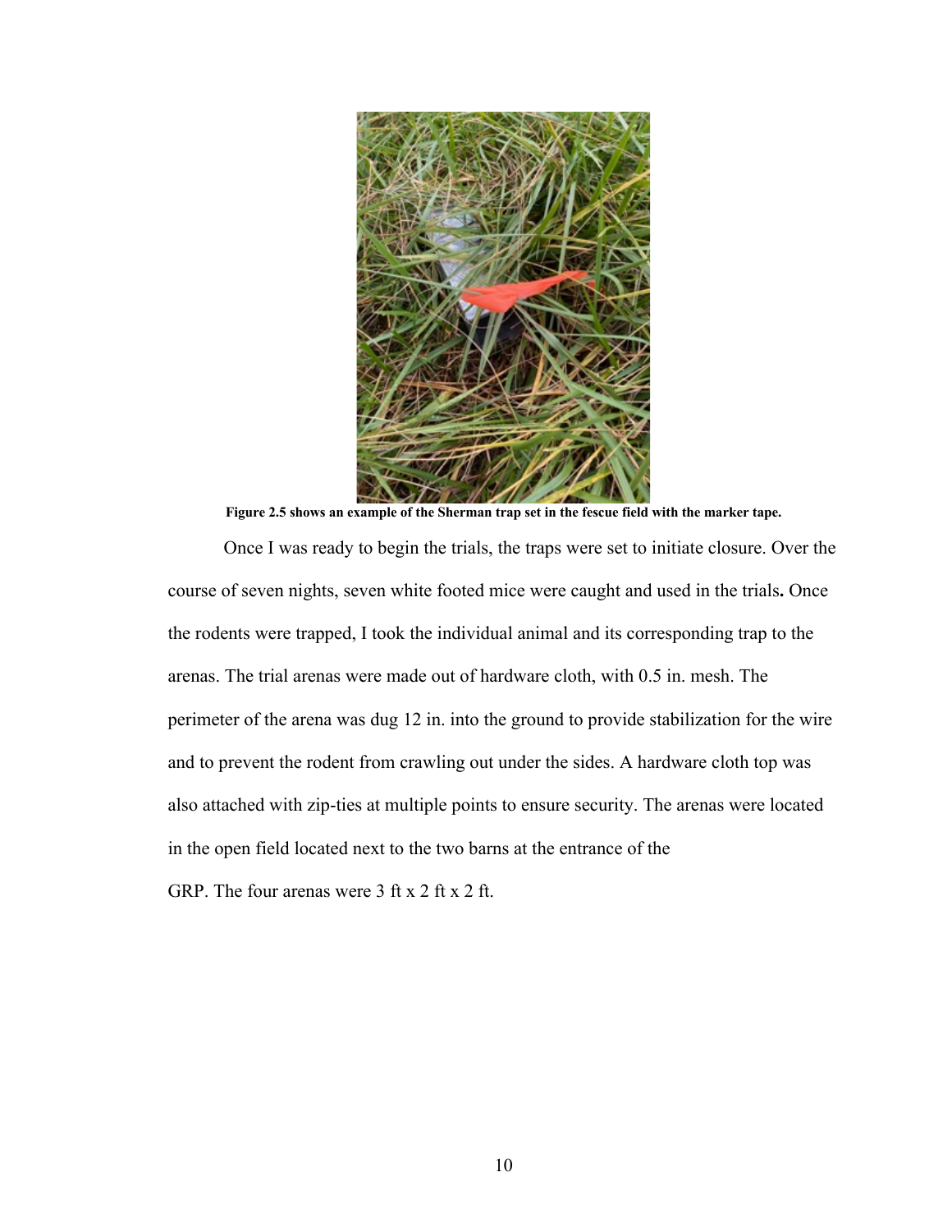**Figure 2.5 shows an example of the Sherman trap set in the fescue field with the marker tape.**

Once I was ready to begin the trials, the traps were set to initiate closure. Over the course of seven nights, seven white footed mice were caught and used in the trials**.** Once the rodents were trapped, I took the individual animal and its corresponding trap to the arenas. The trial arenas were made out of hardware cloth, with 0.5 in. mesh. The perimeter of the arena was dug 12 in. into the ground to provide stabilization for the wire and to prevent the rodent from crawling out under the sides. A hardware cloth top was also attached with zip-ties at multiple points to ensure security. The arenas were located in the open field located next to the two barns at the entrance of the GRP. The four arenas were 3 ft x 2 ft x 2 ft.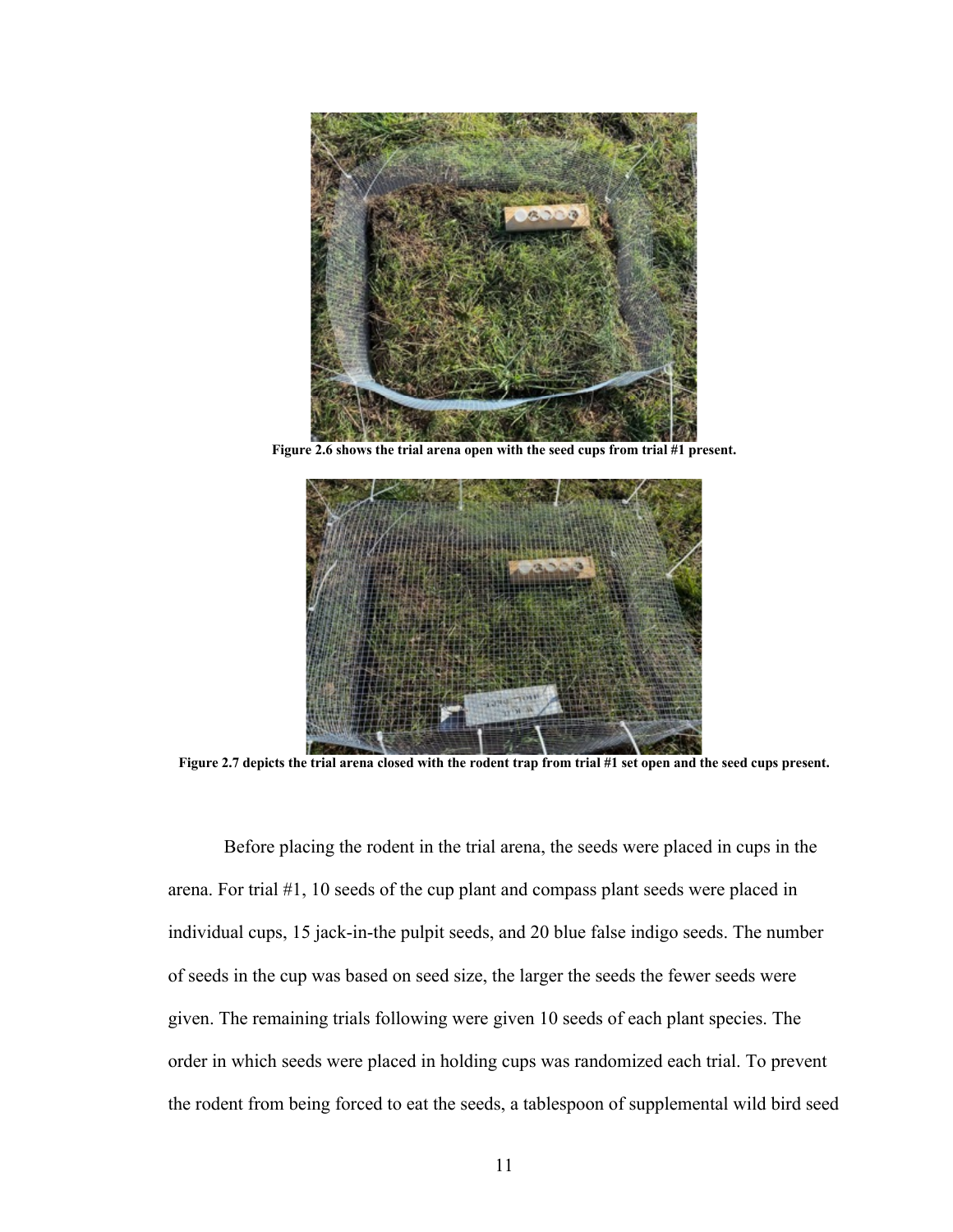**Figure 2.6 shows the trial arena open with the seed cups from trial #1 present.**

**Figure 2.7 depicts the trial arena closed with the rodent trap from trial #1 set open and the seed cups present.**

Before placing the rodent in the trial arena, the seeds were placed in cups in the arena. For trial #1, 10 seeds of the cup plant and compass plant seeds were placed in individual cups, 15 jack-in-the pulpit seeds, and 20 blue false indigo seeds. The number of seeds in the cup was based on seed size, the larger the seeds the fewer seeds were given. The remaining trials following were given 10 seeds of each plant species. The order in which seeds were placed in holding cups was randomized each trial. To prevent the rodent from being forced to eat the seeds, a tablespoon of supplemental wild bird seed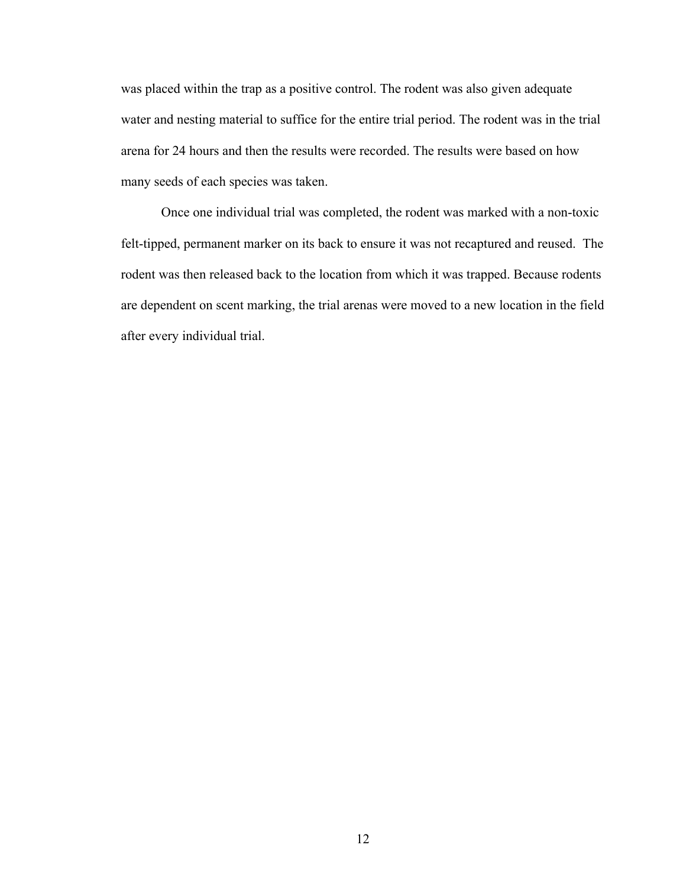was placed within the trap as a positive control. The rodent was also given adequate water and nesting material to suffice for the entire trial period. The rodent was in the trial arena for 24 hours and then the results were recorded. The results were based on how many seeds of each species was taken.

Once one individual trial was completed, the rodent was marked with a non-toxic felt-tipped, permanent marker on its back to ensure it was not recaptured and reused. The rodent was then released back to the location from which it was trapped. Because rodents are dependent on scent marking, the trial arenas were moved to a new location in the field after every individual trial.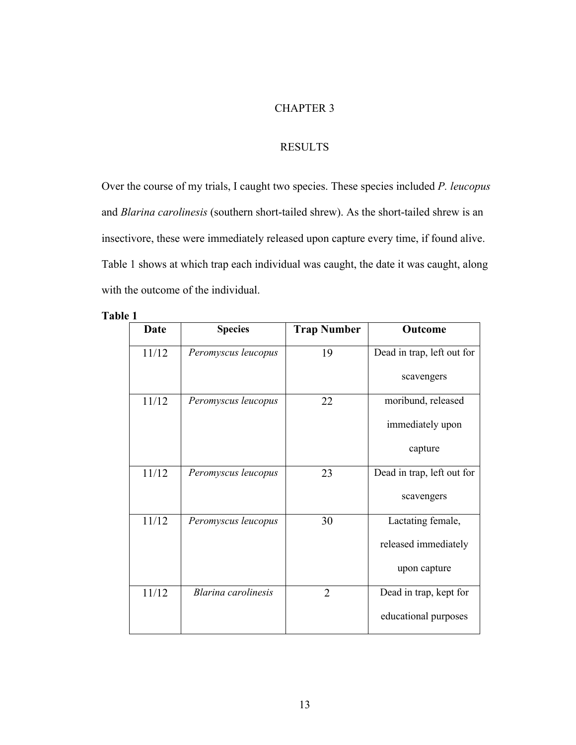# CHAPTER 3

## RESULTS

Over the course of my trials, I caught two species. These species included *P. leucopus* and *Blarina carolinesis* (southern short-tailed shrew). As the short-tailed shrew is an insectivore, these were immediately released upon capture every time, if found alive. Table 1 shows at which trap each individual was caught, the date it was caught, along with the outcome of the individual.

**Table 1**

| Date | Species | Trap Number | Outcome |
|---|---|---|---|
| 11/12 | *Peromyscus leucopus* | 19 | Dead in trap, left out for scavengers |
| 11/12 | *Peromyscus leucopus* | 22 | moribund, released immediately upon capture |
| 11/12 | *Peromyscus leucopus* | 23 | Dead in trap, left out for scavengers |
| 11/12 | *Peromyscus leucopus* | 30 | Lactating female, released immediately upon capture |
| 11/12 | *Blarina carolinesis* | 2 | Dead in trap, kept for educational purposes |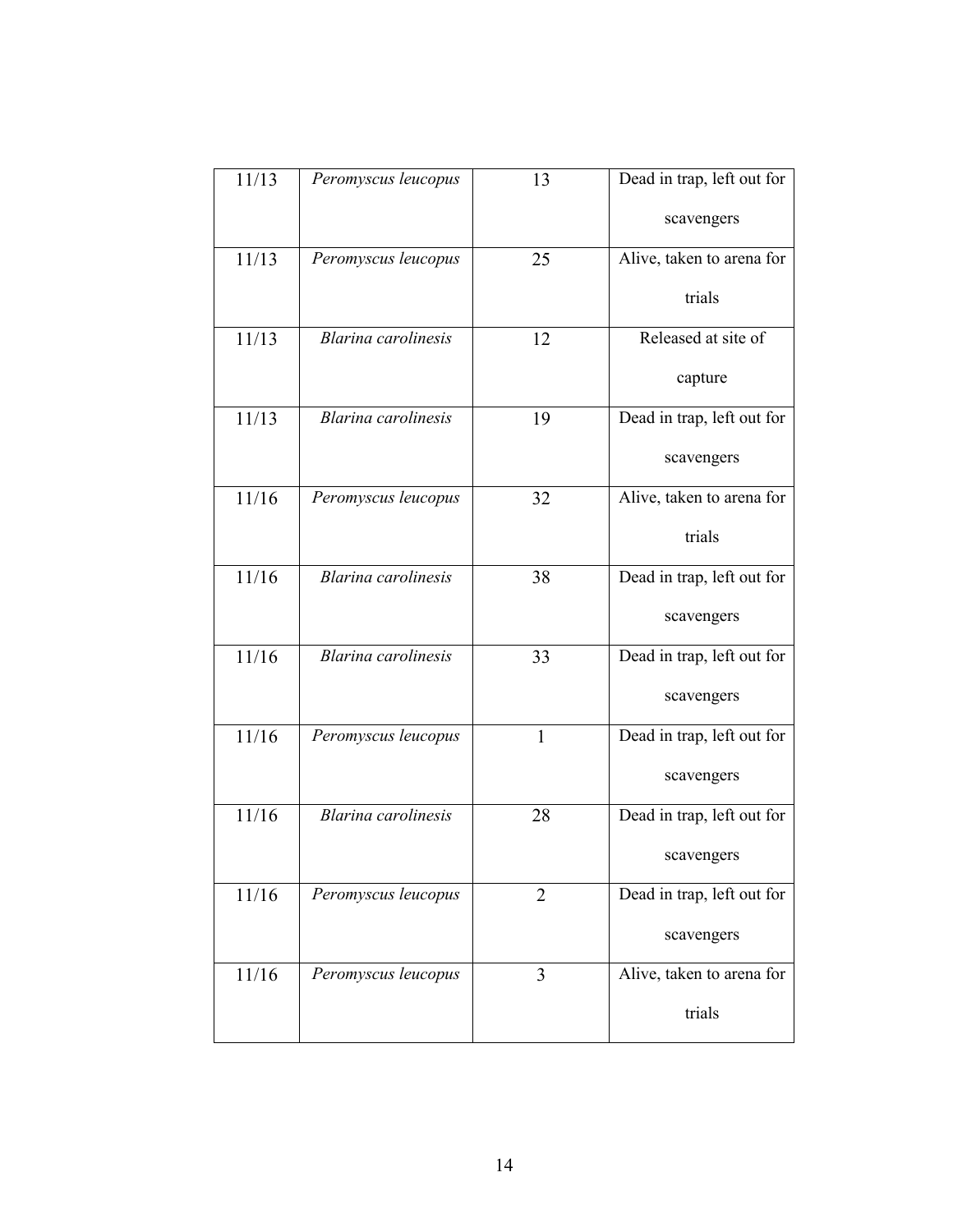| | | | |
|---|---|---|---|
| 11/13 | *Peromyscus leucopus* | 13 | Dead in trap, left out for scavengers |
| 11/13 | *Peromyscus leucopus* | 25 | Alive, taken to arena for trials |
| 11/13 | *Blarina carolinesis* | 12 | Released at site of capture |
| 11/13 | *Blarina carolinesis* | 19 | Dead in trap, left out for scavengers |
| 11/16 | *Peromyscus leucopus* | 32 | Alive, taken to arena for trials |
| 11/16 | *Blarina carolinesis* | 38 | Dead in trap, left out for scavengers |
| 11/16 | *Blarina carolinesis* | 33 | Dead in trap, left out for scavengers |
| 11/16 | *Peromyscus leucopus* | 1 | Dead in trap, left out for scavengers |
| 11/16 | *Blarina carolinesis* | 28 | Dead in trap, left out for scavengers |
| 11/16 | *Peromyscus leucopus* | 2 | Dead in trap, left out for scavengers |
| 11/16 | *Peromyscus leucopus* | 3 | Alive, taken to arena for trials |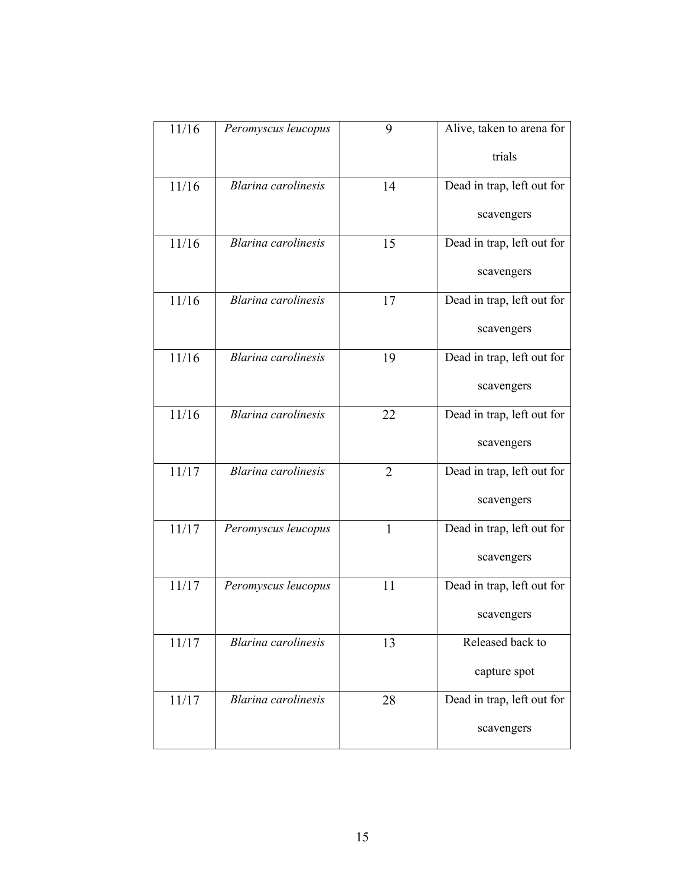| 11/16 | *Peromyscus leucopus* | 9 | Alive, taken to arena for trials |
|---|---|---|---|
| 11/16 | *Blarina carolinesis* | 14 | Dead in trap, left out for scavengers |
| 11/16 | *Blarina carolinesis* | 15 | Dead in trap, left out for scavengers |
| 11/16 | *Blarina carolinesis* | 17 | Dead in trap, left out for scavengers |
| 11/16 | *Blarina carolinesis* | 19 | Dead in trap, left out for scavengers |
| 11/16 | *Blarina carolinesis* | 22 | Dead in trap, left out for scavengers |
| 11/17 | *Blarina carolinesis* | 2 | Dead in trap, left out for scavengers |
| 11/17 | *Peromyscus leucopus* | 1 | Dead in trap, left out for scavengers |
| 11/17 | *Peromyscus leucopus* | 11 | Dead in trap, left out for scavengers |
| 11/17 | *Blarina carolinesis* | 13 | Released back to capture spot |
| 11/17 | *Blarina carolinesis* | 28 | Dead in trap, left out for scavengers |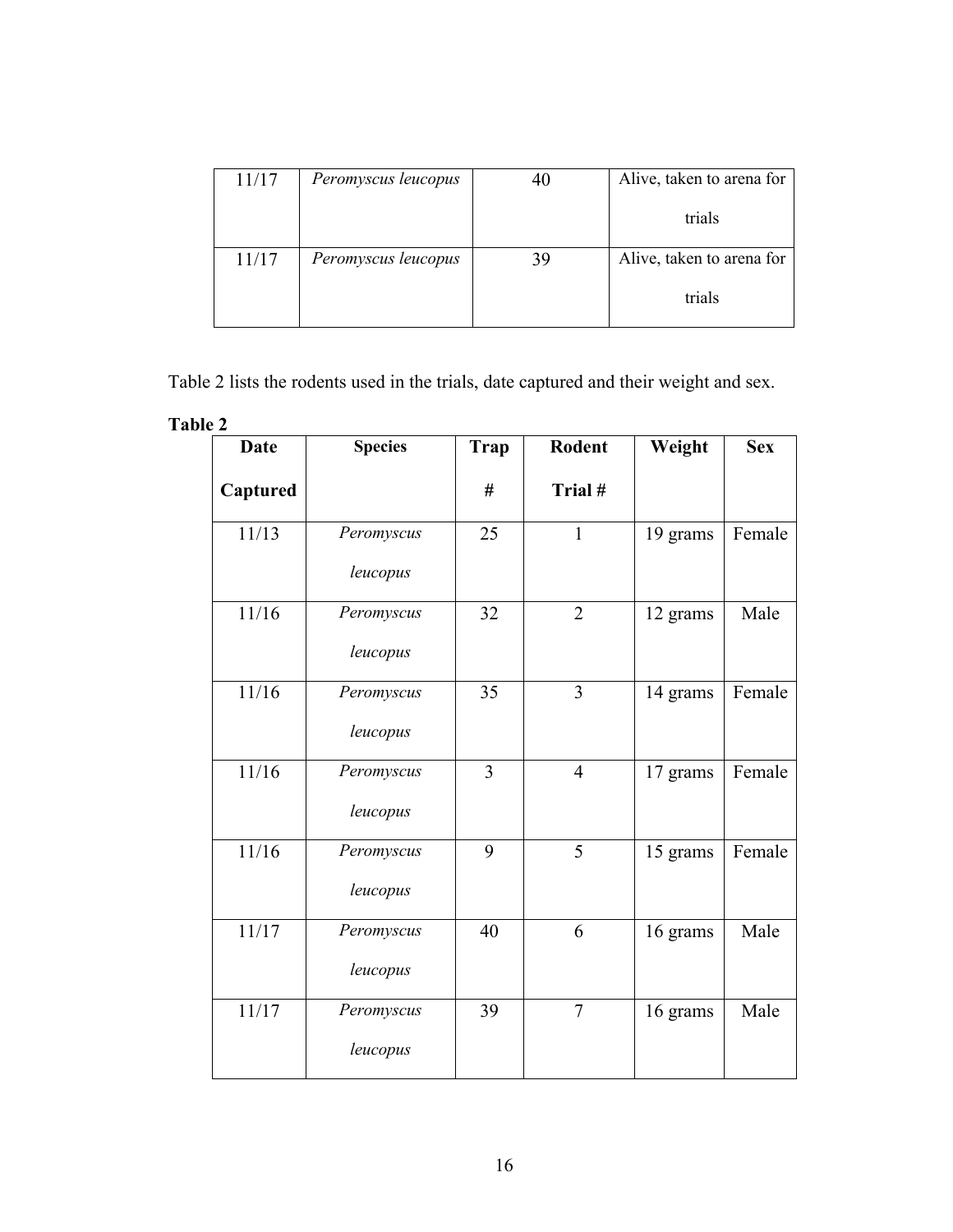| 11/17 | *Peromyscus leucopus* | 40 | Alive, taken to arena for trials |
|---|---|---|---|
| 11/17 | *Peromyscus leucopus* | 39 | Alive, taken to arena for trials |

Table 2 lists the rodents used in the trials, date captured and their weight and sex.

**Table 2**

| **Date Captured** | **Species** | **Trap #** | **Rodent Trial #** | **Weight** | **Sex** |
|---|---|---|---|---|---|
| 11/13 | *Peromyscus leucopus* | 25 | 1 | 19 grams | Female |
| 11/16 | *Peromyscus leucopus* | 32 | 2 | 12 grams | Male |
| 11/16 | *Peromyscus leucopus* | 35 | 3 | 14 grams | Female |
| 11/16 | *Peromyscus leucopus* | 3 | 4 | 17 grams | Female |
| 11/16 | *Peromyscus leucopus* | 9 | 5 | 15 grams | Female |
| 11/17 | *Peromyscus leucopus* | 40 | 6 | 16 grams | Male |
| 11/17 | *Peromyscus leucopus* | 39 | 7 | 16 grams | Male |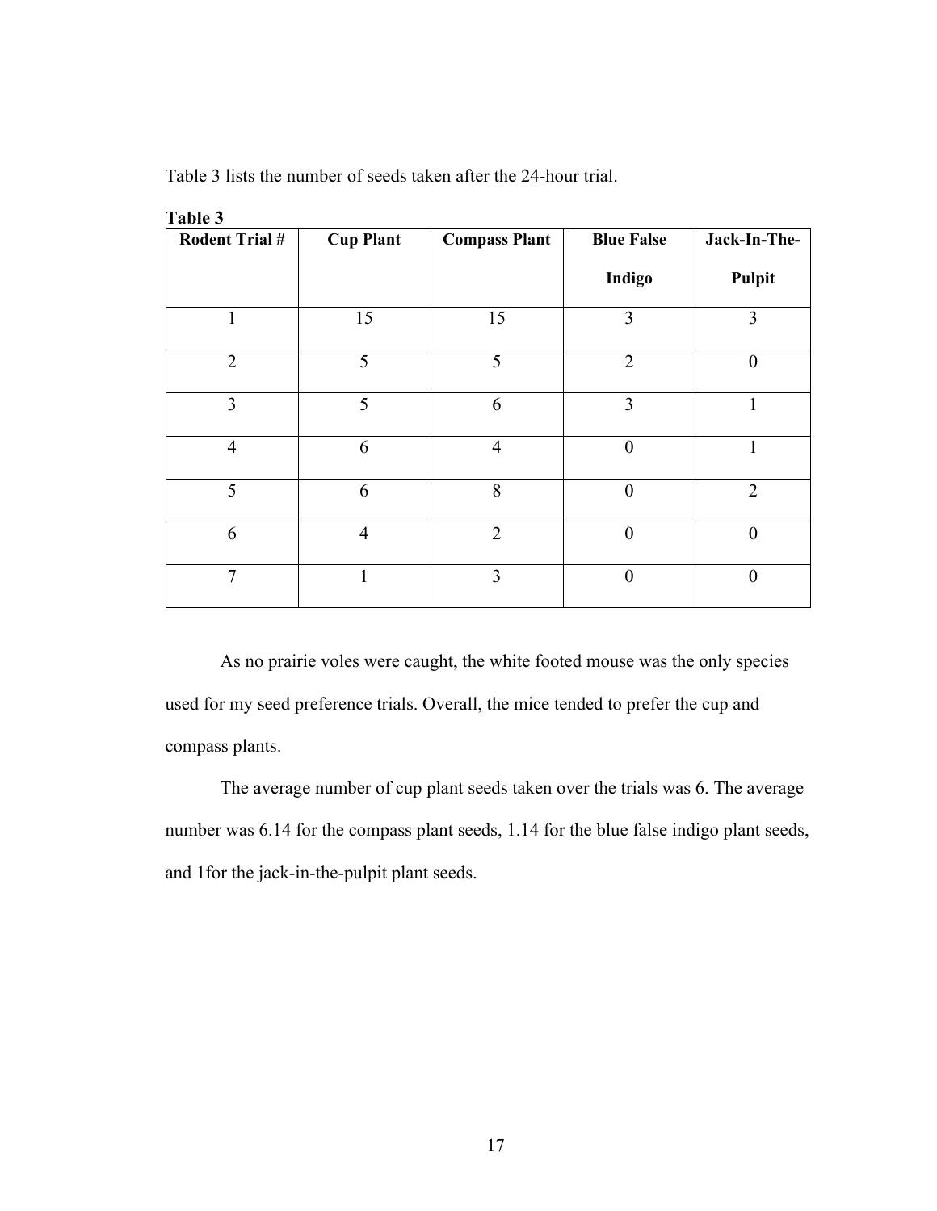Table 3 lists the number of seeds taken after the 24-hour trial.

**Table 3**

| Rodent Trial # | Cup Plant | Compass Plant | Blue False Indigo | Jack-In-The-Pulpit |
|---|---|---|---|---|
| 1 | 15 | 15 | 3 | 3 |
| 2 | 5 | 5 | 2 | 0 |
| 3 | 5 | 6 | 3 | 1 |
| 4 | 6 | 4 | 0 | 1 |
| 5 | 6 | 8 | 0 | 2 |
| 6 | 4 | 2 | 0 | 0 |
| 7 | 1 | 3 | 0 | 0 |

As no prairie voles were caught, the white footed mouse was the only species used for my seed preference trials. Overall, the mice tended to prefer the cup and compass plants.

The average number of cup plant seeds taken over the trials was 6. The average number was 6.14 for the compass plant seeds, 1.14 for the blue false indigo plant seeds, and 1for the jack-in-the-pulpit plant seeds.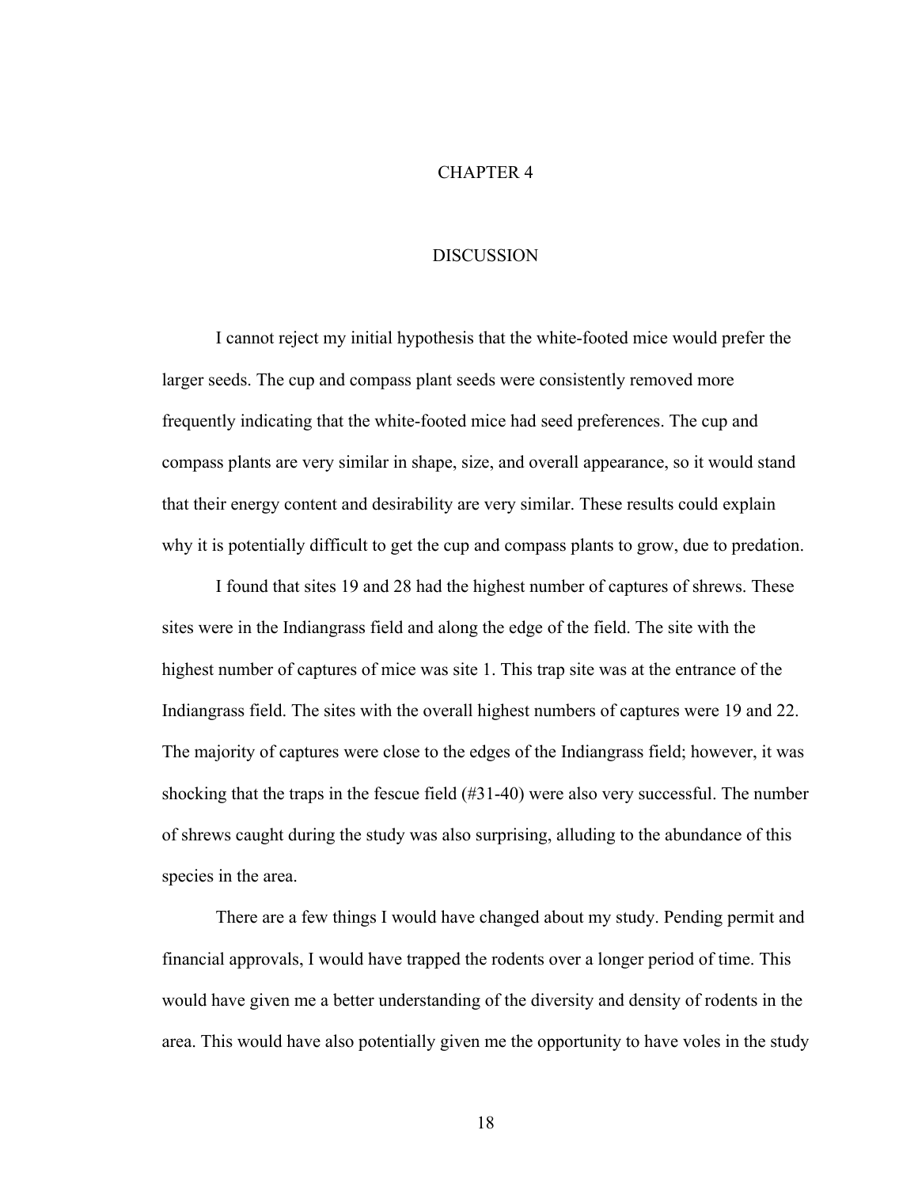# CHAPTER 4

## DISCUSSION

I cannot reject my initial hypothesis that the white-footed mice would prefer the larger seeds. The cup and compass plant seeds were consistently removed more frequently indicating that the white-footed mice had seed preferences. The cup and compass plants are very similar in shape, size, and overall appearance, so it would stand that their energy content and desirability are very similar. These results could explain why it is potentially difficult to get the cup and compass plants to grow, due to predation.

I found that sites 19 and 28 had the highest number of captures of shrews. These sites were in the Indiangrass field and along the edge of the field. The site with the highest number of captures of mice was site 1. This trap site was at the entrance of the Indiangrass field. The sites with the overall highest numbers of captures were 19 and 22. The majority of captures were close to the edges of the Indiangrass field; however, it was shocking that the traps in the fescue field (#31-40) were also very successful. The number of shrews caught during the study was also surprising, alluding to the abundance of this species in the area.

There are a few things I would have changed about my study. Pending permit and financial approvals, I would have trapped the rodents over a longer period of time. This would have given me a better understanding of the diversity and density of rodents in the area. This would have also potentially given me the opportunity to have voles in the study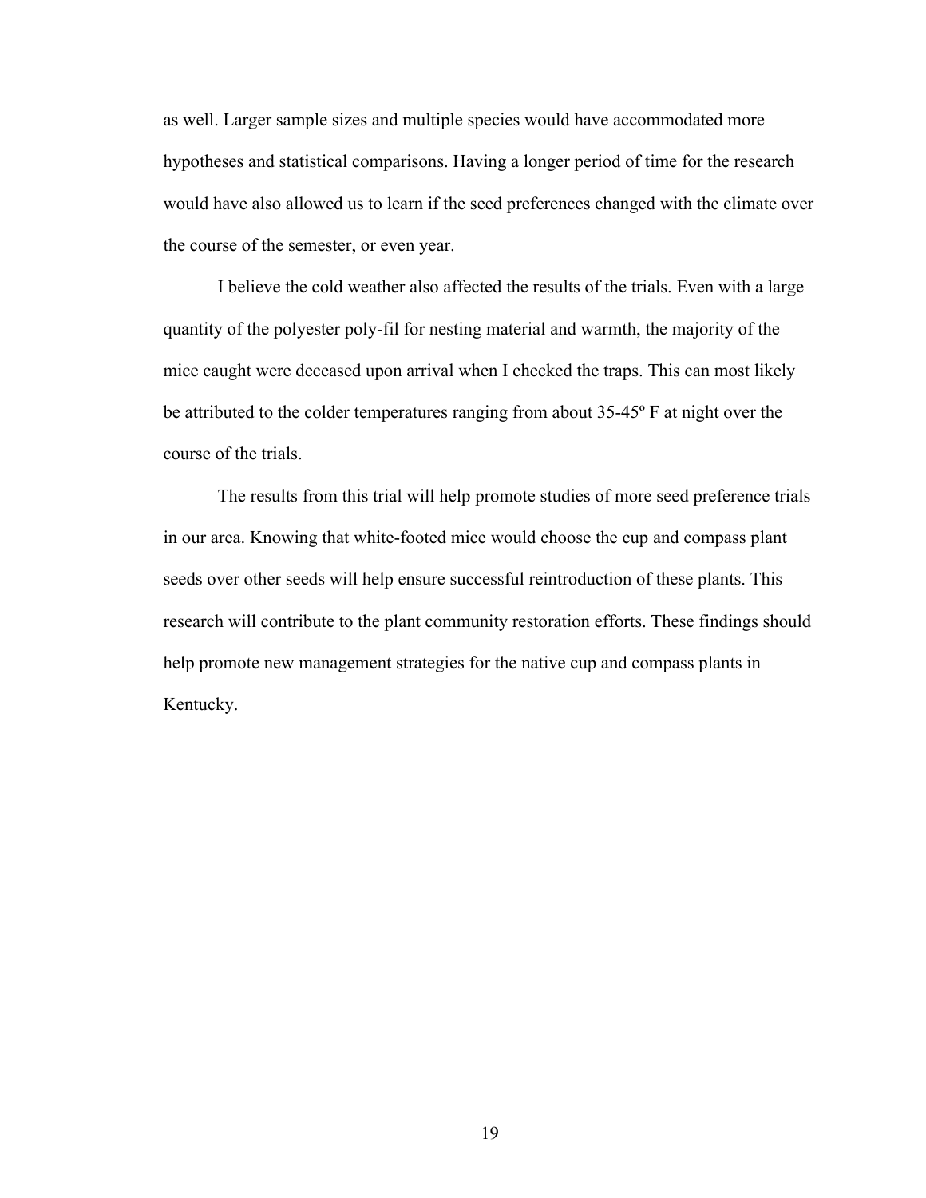as well. Larger sample sizes and multiple species would have accommodated more hypotheses and statistical comparisons. Having a longer period of time for the research would have also allowed us to learn if the seed preferences changed with the climate over the course of the semester, or even year.

I believe the cold weather also affected the results of the trials. Even with a large quantity of the polyester poly-fil for nesting material and warmth, the majority of the mice caught were deceased upon arrival when I checked the traps. This can most likely be attributed to the colder temperatures ranging from about 35-45º F at night over the course of the trials.

The results from this trial will help promote studies of more seed preference trials in our area. Knowing that white-footed mice would choose the cup and compass plant seeds over other seeds will help ensure successful reintroduction of these plants. This research will contribute to the plant community restoration efforts. These findings should help promote new management strategies for the native cup and compass plants in Kentucky.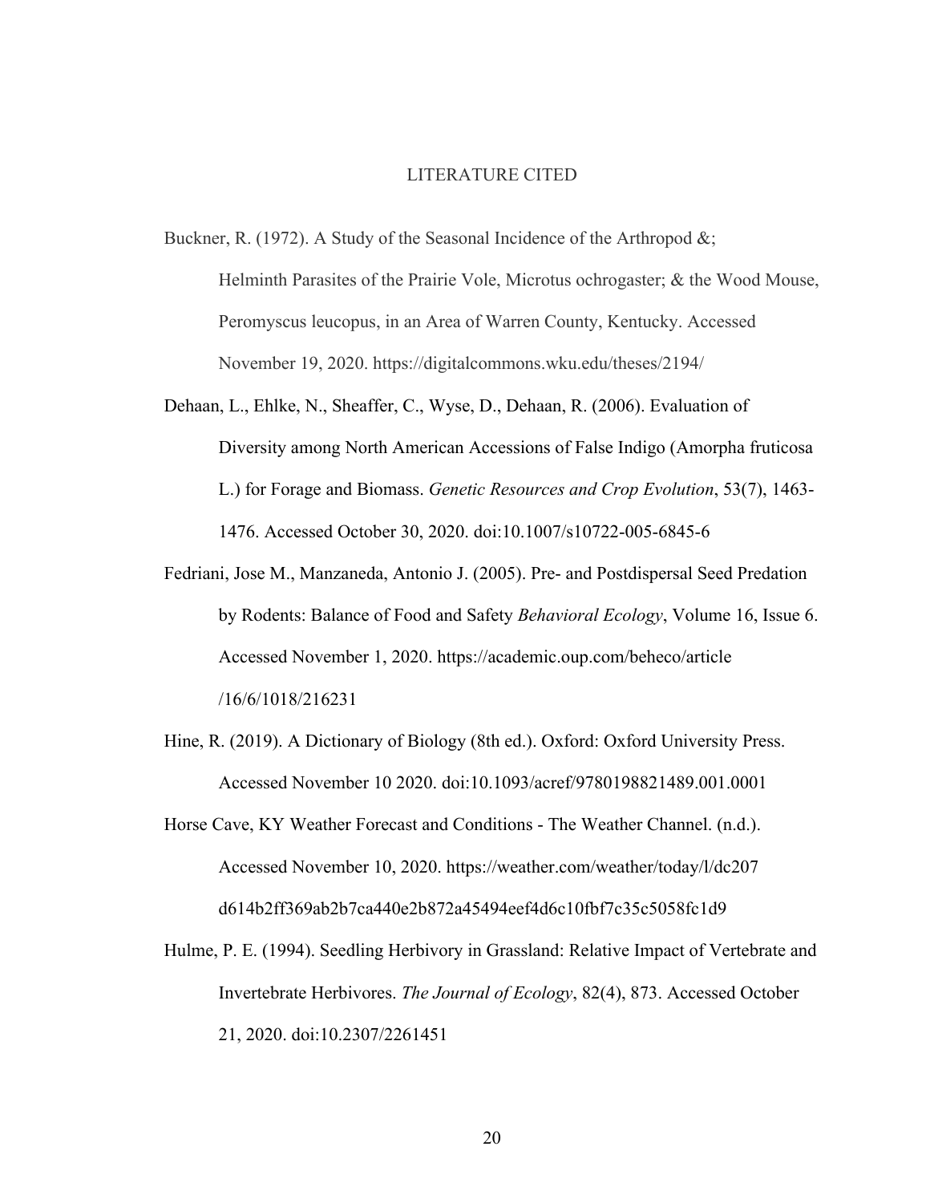# LITERATURE CITED

Buckner, R. (1972). A Study of the Seasonal Incidence of the Arthropod &; Helminth Parasites of the Prairie Vole, Microtus ochrogaster; & the Wood Mouse, Peromyscus leucopus, in an Area of Warren County, Kentucky. Accessed November 19, 2020. https://digitalcommons.wku.edu/theses/2194/

Dehaan, L., Ehlke, N., Sheaffer, C., Wyse, D., Dehaan, R. (2006). Evaluation of Diversity among North American Accessions of False Indigo (Amorpha fruticosa L.) for Forage and Biomass. *Genetic Resources and Crop Evolution*, 53(7), 1463-1476. Accessed October 30, 2020. doi:10.1007/s10722-005-6845-6

Fedriani, Jose M., Manzaneda, Antonio J. (2005). Pre- and Postdispersal Seed Predation by Rodents: Balance of Food and Safety *Behavioral Ecology*, Volume 16, Issue 6. Accessed November 1, 2020. https://academic.oup.com/beheco/article /16/6/1018/216231

Hine, R. (2019). A Dictionary of Biology (8th ed.). Oxford: Oxford University Press. Accessed November 10 2020. doi:10.1093/acref/9780198821489.001.0001

Horse Cave, KY Weather Forecast and Conditions - The Weather Channel. (n.d.). Accessed November 10, 2020. https://weather.com/weather/today/l/dc207 d614b2ff369ab2b7ca440e2b872a45494eef4d6c10fbf7c35c5058fc1d9

Hulme, P. E. (1994). Seedling Herbivory in Grassland: Relative Impact of Vertebrate and Invertebrate Herbivores. *The Journal of Ecology*, 82(4), 873. Accessed October 21, 2020. doi:10.2307/2261451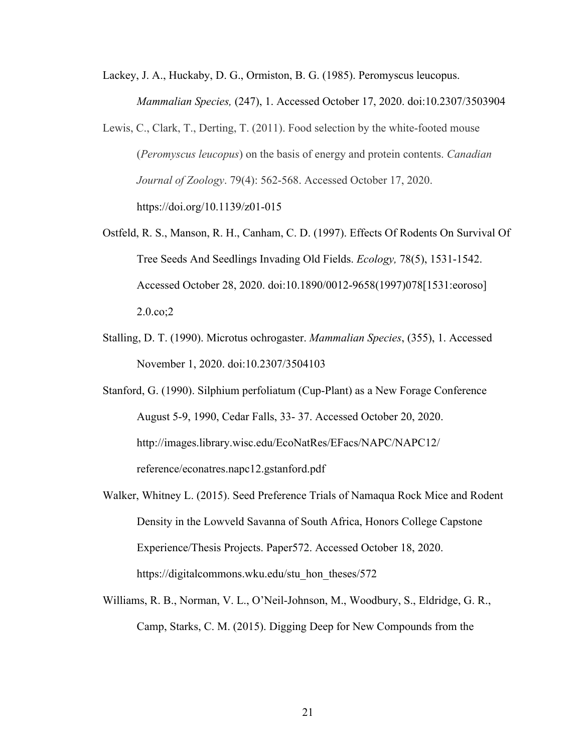Lackey, J. A., Huckaby, D. G., Ormiston, B. G. (1985). Peromyscus leucopus. *Mammalian Species,* (247), 1. Accessed October 17, 2020. doi:10.2307/3503904

Lewis, C., Clark, T., Derting, T. (2011). Food selection by the white-footed mouse (*Peromyscus leucopus*) on the basis of energy and protein contents. *Canadian Journal of Zoology*. 79(4): 562-568. Accessed October 17, 2020. https://doi.org/10.1139/z01-015

Ostfeld, R. S., Manson, R. H., Canham, C. D. (1997). Effects Of Rodents On Survival Of Tree Seeds And Seedlings Invading Old Fields. *Ecology,* 78(5), 1531-1542. Accessed October 28, 2020. doi:10.1890/0012-9658(1997)078[1531:eoroso] 2.0.co;2

Stalling, D. T. (1990). Microtus ochrogaster. *Mammalian Species*, (355), 1. Accessed November 1, 2020. doi:10.2307/3504103

Stanford, G. (1990). Silphium perfoliatum (Cup-Plant) as a New Forage Conference August 5-9, 1990, Cedar Falls, 33- 37. Accessed October 20, 2020. http://images.library.wisc.edu/EcoNatRes/EFacs/NAPC/NAPC12/reference/econatres.napc12.gstanford.pdf

Walker, Whitney L. (2015). Seed Preference Trials of Namaqua Rock Mice and Rodent Density in the Lowveld Savanna of South Africa, Honors College Capstone Experience/Thesis Projects. Paper572. Accessed October 18, 2020. https://digitalcommons.wku.edu/stu_hon_theses/572

Williams, R. B., Norman, V. L., O'Neil-Johnson, M., Woodbury, S., Eldridge, G. R., Camp, Starks, C. M. (2015). Digging Deep for New Compounds from the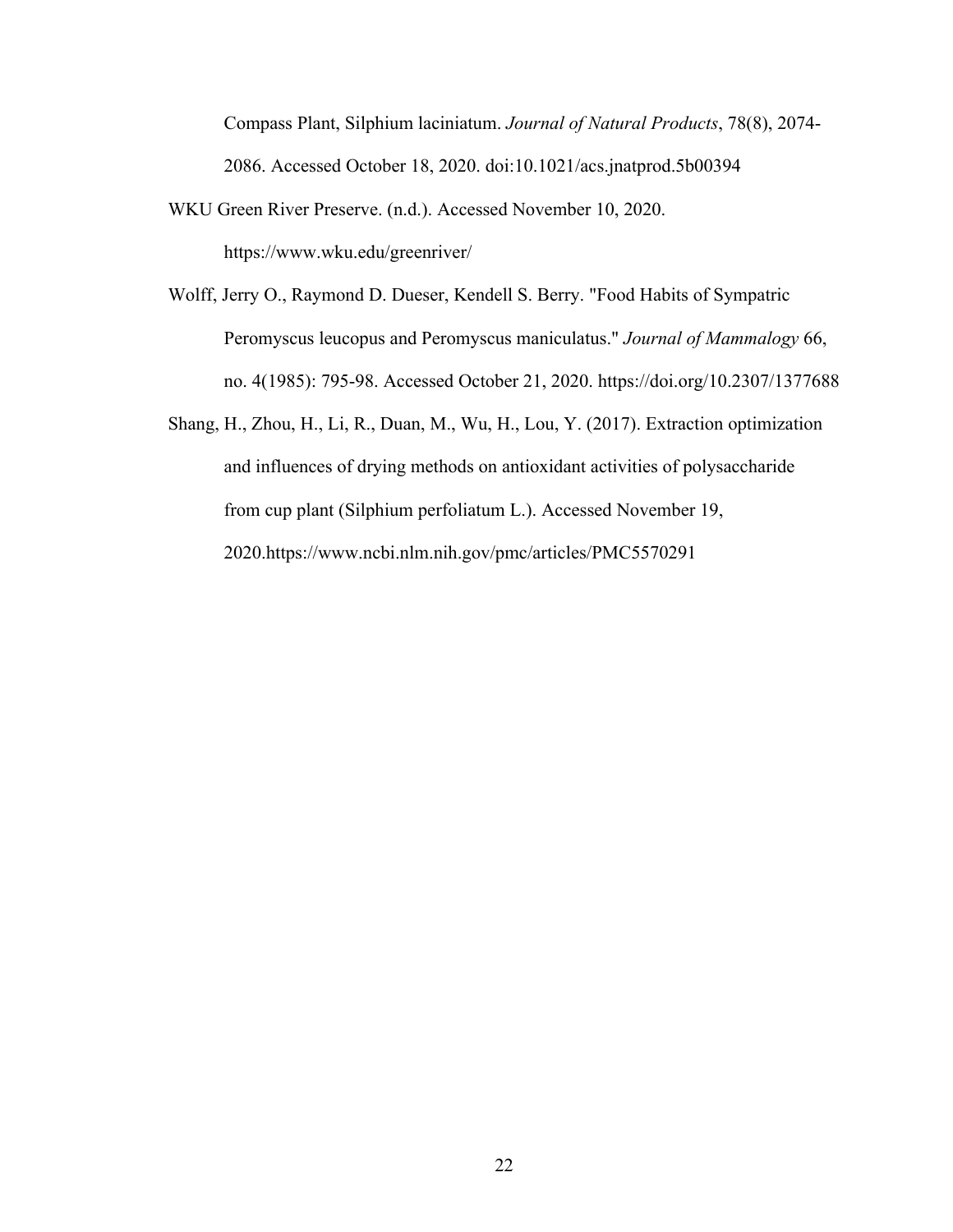Compass Plant, Silphium laciniatum. *Journal of Natural Products*, 78(8), 2074-2086. Accessed October 18, 2020. doi:10.1021/acs.jnatprod.5b00394

WKU Green River Preserve. (n.d.). Accessed November 10, 2020. https://www.wku.edu/greenriver/

Wolff, Jerry O., Raymond D. Dueser, Kendell S. Berry. "Food Habits of Sympatric Peromyscus leucopus and Peromyscus maniculatus." *Journal of Mammalogy* 66, no. 4(1985): 795-98. Accessed October 21, 2020. https://doi.org/10.2307/1377688

Shang, H., Zhou, H., Li, R., Duan, M., Wu, H., Lou, Y. (2017). Extraction optimization and influences of drying methods on antioxidant activities of polysaccharide from cup plant (Silphium perfoliatum L.). Accessed November 19, 2020.https://www.ncbi.nlm.nih.gov/pmc/articles/PMC5570291